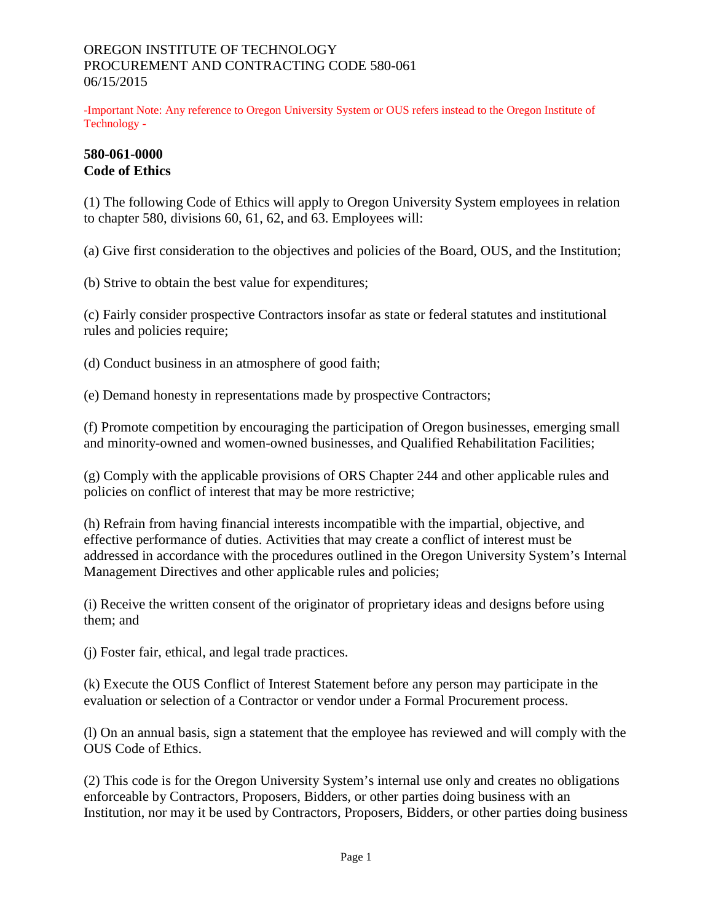OREGON INSTITUTE OF TECHNOLOGY
PROCUREMENT AND CONTRACTING CODE 580-061
06/15/2015

-Important Note: Any reference to Oregon University System or OUS refers instead to the Oregon Institute of Technology -

## 580-061-0000
## Code of Ethics

(1) The following Code of Ethics will apply to Oregon University System employees in relation to chapter 580, divisions 60, 61, 62, and 63. Employees will:

(a) Give first consideration to the objectives and policies of the Board, OUS, and the Institution;

(b) Strive to obtain the best value for expenditures;

(c) Fairly consider prospective Contractors insofar as state or federal statutes and institutional rules and policies require;

(d) Conduct business in an atmosphere of good faith;

(e) Demand honesty in representations made by prospective Contractors;

(f) Promote competition by encouraging the participation of Oregon businesses, emerging small and minority-owned and women-owned businesses, and Qualified Rehabilitation Facilities;

(g) Comply with the applicable provisions of ORS Chapter 244 and other applicable rules and policies on conflict of interest that may be more restrictive;

(h) Refrain from having financial interests incompatible with the impartial, objective, and effective performance of duties. Activities that may create a conflict of interest must be addressed in accordance with the procedures outlined in the Oregon University System's Internal Management Directives and other applicable rules and policies;

(i) Receive the written consent of the originator of proprietary ideas and designs before using them; and

(j) Foster fair, ethical, and legal trade practices.

(k) Execute the OUS Conflict of Interest Statement before any person may participate in the evaluation or selection of a Contractor or vendor under a Formal Procurement process.

(l) On an annual basis, sign a statement that the employee has reviewed and will comply with the OUS Code of Ethics.

(2) This code is for the Oregon University System's internal use only and creates no obligations enforceable by Contractors, Proposers, Bidders, or other parties doing business with an Institution, nor may it be used by Contractors, Proposers, Bidders, or other parties doing business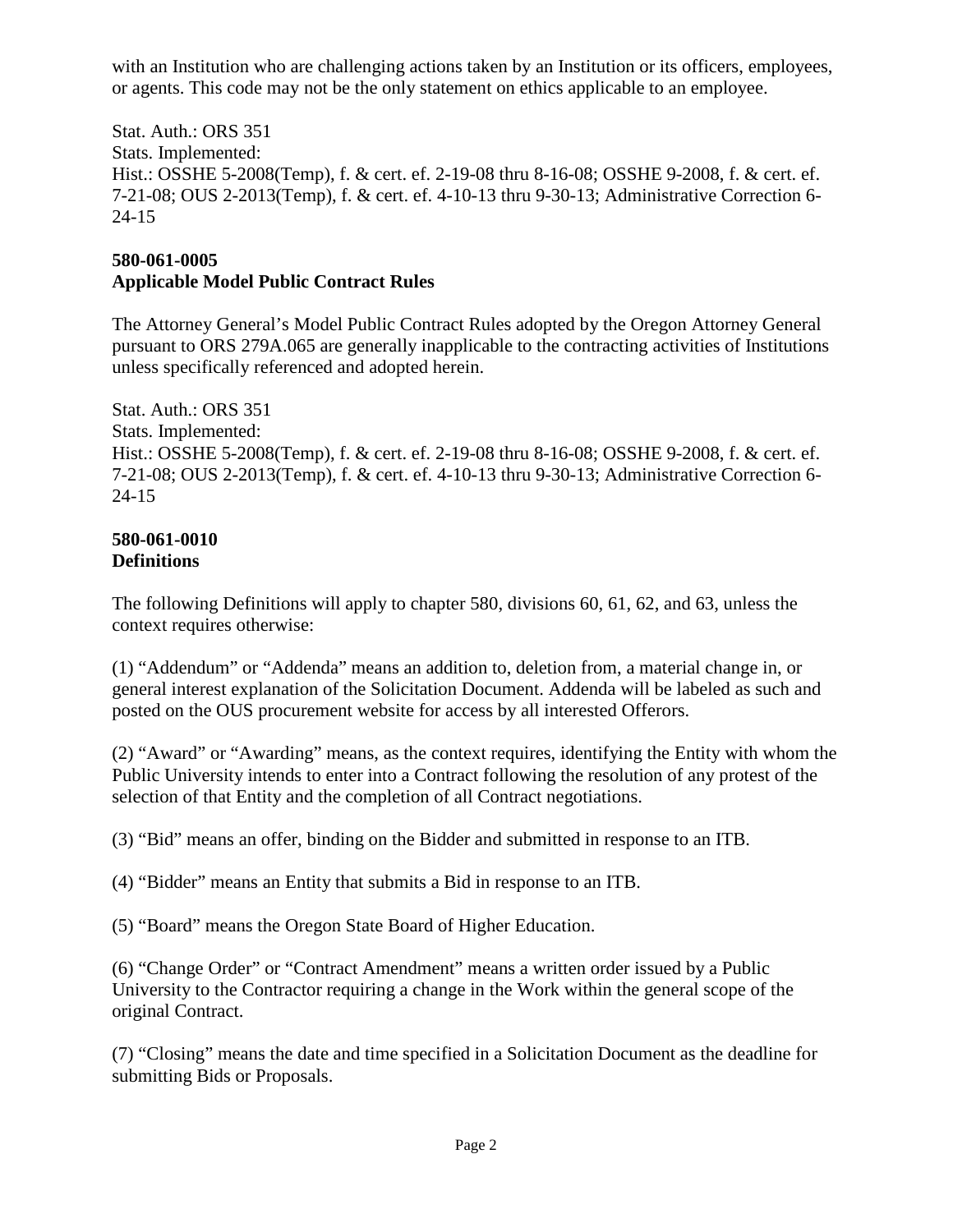with an Institution who are challenging actions taken by an Institution or its officers, employees, or agents. This code may not be the only statement on ethics applicable to an employee.

Stat. Auth.: ORS 351
Stats. Implemented:
Hist.: OSSHE 5-2008(Temp), f. & cert. ef. 2-19-08 thru 8-16-08; OSSHE 9-2008, f. & cert. ef. 7-21-08; OUS 2-2013(Temp), f. & cert. ef. 4-10-13 thru 9-30-13; Administrative Correction 6-24-15

**580-061-0005**
**Applicable Model Public Contract Rules**

The Attorney General's Model Public Contract Rules adopted by the Oregon Attorney General pursuant to ORS 279A.065 are generally inapplicable to the contracting activities of Institutions unless specifically referenced and adopted herein.

Stat. Auth.: ORS 351
Stats. Implemented:
Hist.: OSSHE 5-2008(Temp), f. & cert. ef. 2-19-08 thru 8-16-08; OSSHE 9-2008, f. & cert. ef. 7-21-08; OUS 2-2013(Temp), f. & cert. ef. 4-10-13 thru 9-30-13; Administrative Correction 6-24-15

**580-061-0010**
**Definitions**

The following Definitions will apply to chapter 580, divisions 60, 61, 62, and 63, unless the context requires otherwise:

(1) "Addendum" or "Addenda" means an addition to, deletion from, a material change in, or general interest explanation of the Solicitation Document. Addenda will be labeled as such and posted on the OUS procurement website for access by all interested Offerors.

(2) "Award" or "Awarding" means, as the context requires, identifying the Entity with whom the Public University intends to enter into a Contract following the resolution of any protest of the selection of that Entity and the completion of all Contract negotiations.

(3) "Bid" means an offer, binding on the Bidder and submitted in response to an ITB.

(4) "Bidder" means an Entity that submits a Bid in response to an ITB.

(5) "Board" means the Oregon State Board of Higher Education.

(6) "Change Order" or "Contract Amendment" means a written order issued by a Public University to the Contractor requiring a change in the Work within the general scope of the original Contract.

(7) "Closing" means the date and time specified in a Solicitation Document as the deadline for submitting Bids or Proposals.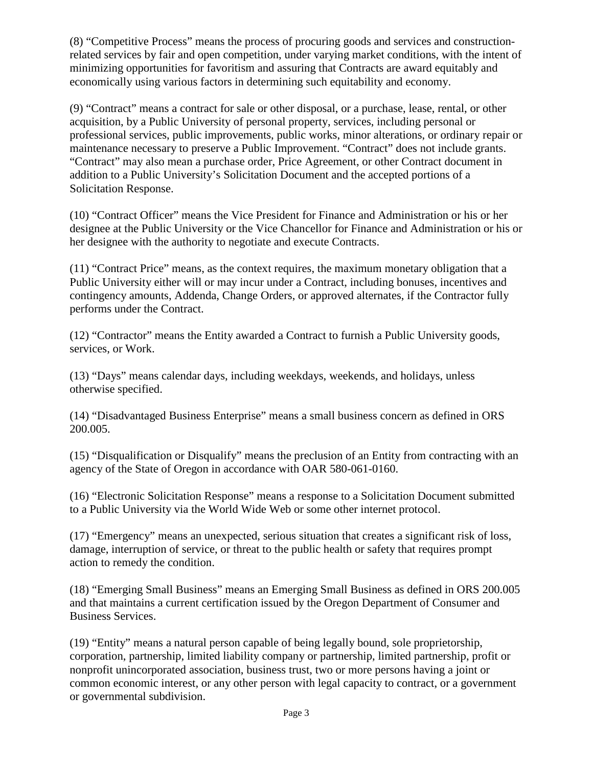(8) "Competitive Process" means the process of procuring goods and services and construction-related services by fair and open competition, under varying market conditions, with the intent of minimizing opportunities for favoritism and assuring that Contracts are award equitably and economically using various factors in determining such equitability and economy.

(9) "Contract" means a contract for sale or other disposal, or a purchase, lease, rental, or other acquisition, by a Public University of personal property, services, including personal or professional services, public improvements, public works, minor alterations, or ordinary repair or maintenance necessary to preserve a Public Improvement. "Contract" does not include grants. "Contract" may also mean a purchase order, Price Agreement, or other Contract document in addition to a Public University's Solicitation Document and the accepted portions of a Solicitation Response.

(10) "Contract Officer" means the Vice President for Finance and Administration or his or her designee at the Public University or the Vice Chancellor for Finance and Administration or his or her designee with the authority to negotiate and execute Contracts.

(11) "Contract Price" means, as the context requires, the maximum monetary obligation that a Public University either will or may incur under a Contract, including bonuses, incentives and contingency amounts, Addenda, Change Orders, or approved alternates, if the Contractor fully performs under the Contract.

(12) "Contractor" means the Entity awarded a Contract to furnish a Public University goods, services, or Work.

(13) "Days" means calendar days, including weekdays, weekends, and holidays, unless otherwise specified.

(14) "Disadvantaged Business Enterprise" means a small business concern as defined in ORS 200.005.

(15) "Disqualification or Disqualify" means the preclusion of an Entity from contracting with an agency of the State of Oregon in accordance with OAR 580-061-0160.

(16) "Electronic Solicitation Response" means a response to a Solicitation Document submitted to a Public University via the World Wide Web or some other internet protocol.

(17) "Emergency" means an unexpected, serious situation that creates a significant risk of loss, damage, interruption of service, or threat to the public health or safety that requires prompt action to remedy the condition.

(18) "Emerging Small Business" means an Emerging Small Business as defined in ORS 200.005 and that maintains a current certification issued by the Oregon Department of Consumer and Business Services.

(19) "Entity" means a natural person capable of being legally bound, sole proprietorship, corporation, partnership, limited liability company or partnership, limited partnership, profit or nonprofit unincorporated association, business trust, two or more persons having a joint or common economic interest, or any other person with legal capacity to contract, or a government or governmental subdivision.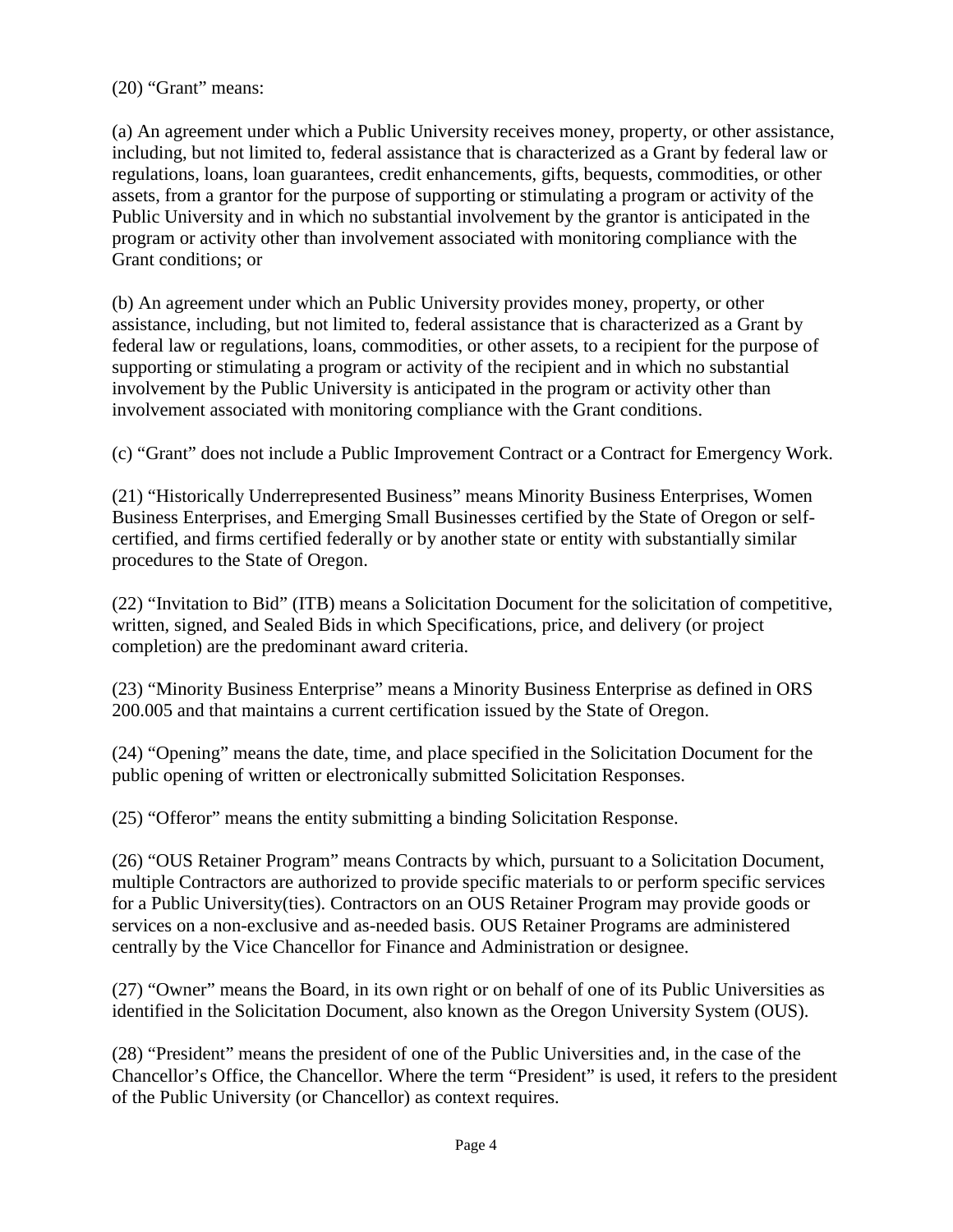(20) "Grant" means:

(a) An agreement under which a Public University receives money, property, or other assistance, including, but not limited to, federal assistance that is characterized as a Grant by federal law or regulations, loans, loan guarantees, credit enhancements, gifts, bequests, commodities, or other assets, from a grantor for the purpose of supporting or stimulating a program or activity of the Public University and in which no substantial involvement by the grantor is anticipated in the program or activity other than involvement associated with monitoring compliance with the Grant conditions; or

(b) An agreement under which an Public University provides money, property, or other assistance, including, but not limited to, federal assistance that is characterized as a Grant by federal law or regulations, loans, commodities, or other assets, to a recipient for the purpose of supporting or stimulating a program or activity of the recipient and in which no substantial involvement by the Public University is anticipated in the program or activity other than involvement associated with monitoring compliance with the Grant conditions.

(c) "Grant" does not include a Public Improvement Contract or a Contract for Emergency Work.

(21) "Historically Underrepresented Business" means Minority Business Enterprises, Women Business Enterprises, and Emerging Small Businesses certified by the State of Oregon or self-certified, and firms certified federally or by another state or entity with substantially similar procedures to the State of Oregon.

(22) "Invitation to Bid" (ITB) means a Solicitation Document for the solicitation of competitive, written, signed, and Sealed Bids in which Specifications, price, and delivery (or project completion) are the predominant award criteria.

(23) "Minority Business Enterprise" means a Minority Business Enterprise as defined in ORS 200.005 and that maintains a current certification issued by the State of Oregon.

(24) "Opening" means the date, time, and place specified in the Solicitation Document for the public opening of written or electronically submitted Solicitation Responses.

(25) "Offeror" means the entity submitting a binding Solicitation Response.

(26) "OUS Retainer Program" means Contracts by which, pursuant to a Solicitation Document, multiple Contractors are authorized to provide specific materials to or perform specific services for a Public University(ties). Contractors on an OUS Retainer Program may provide goods or services on a non-exclusive and as-needed basis. OUS Retainer Programs are administered centrally by the Vice Chancellor for Finance and Administration or designee.

(27) "Owner" means the Board, in its own right or on behalf of one of its Public Universities as identified in the Solicitation Document, also known as the Oregon University System (OUS).

(28) "President" means the president of one of the Public Universities and, in the case of the Chancellor's Office, the Chancellor. Where the term "President" is used, it refers to the president of the Public University (or Chancellor) as context requires.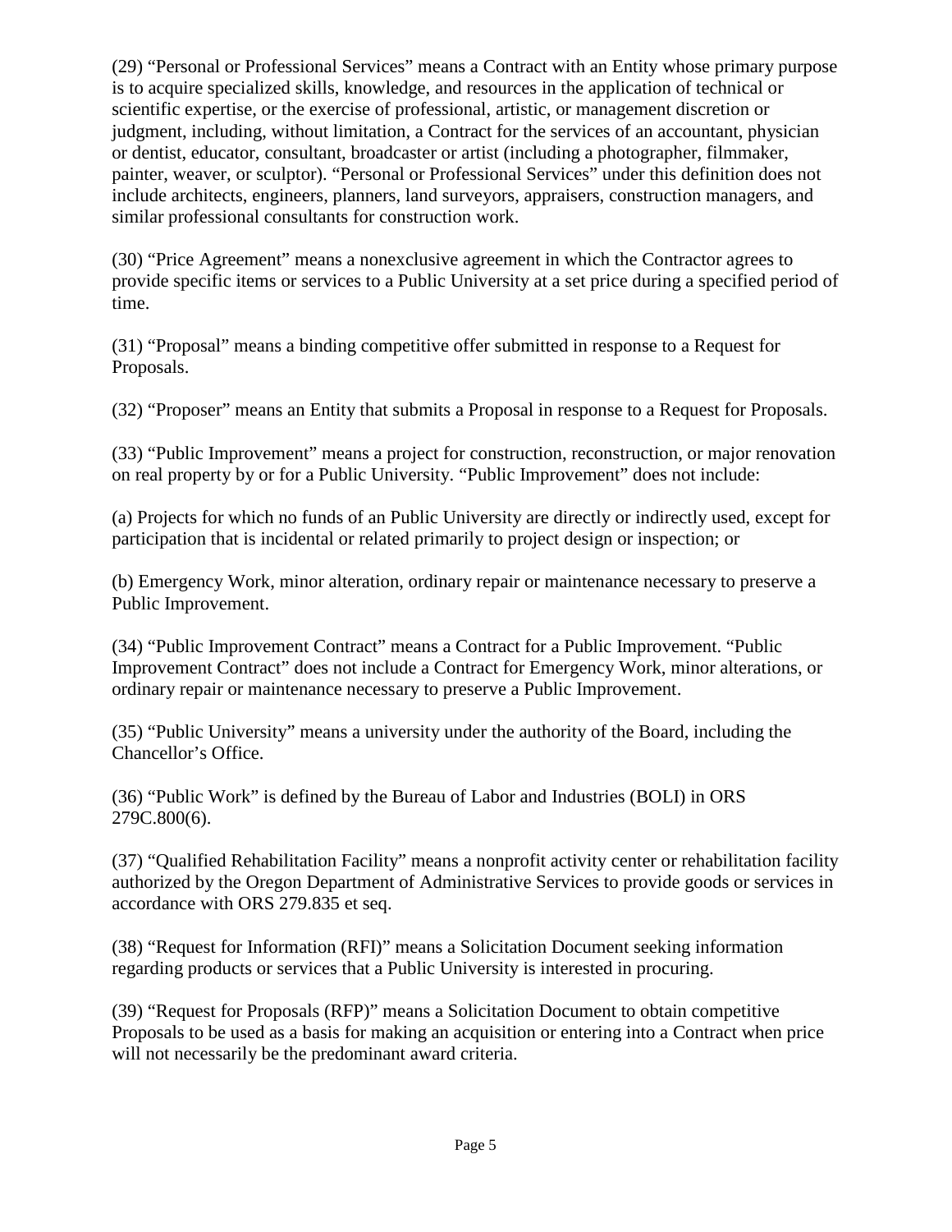(29) "Personal or Professional Services" means a Contract with an Entity whose primary purpose is to acquire specialized skills, knowledge, and resources in the application of technical or scientific expertise, or the exercise of professional, artistic, or management discretion or judgment, including, without limitation, a Contract for the services of an accountant, physician or dentist, educator, consultant, broadcaster or artist (including a photographer, filmmaker, painter, weaver, or sculptor). "Personal or Professional Services" under this definition does not include architects, engineers, planners, land surveyors, appraisers, construction managers, and similar professional consultants for construction work.

(30) "Price Agreement" means a nonexclusive agreement in which the Contractor agrees to provide specific items or services to a Public University at a set price during a specified period of time.

(31) "Proposal" means a binding competitive offer submitted in response to a Request for Proposals.

(32) "Proposer" means an Entity that submits a Proposal in response to a Request for Proposals.

(33) "Public Improvement" means a project for construction, reconstruction, or major renovation on real property by or for a Public University. "Public Improvement" does not include:

(a) Projects for which no funds of an Public University are directly or indirectly used, except for participation that is incidental or related primarily to project design or inspection; or

(b) Emergency Work, minor alteration, ordinary repair or maintenance necessary to preserve a Public Improvement.

(34) "Public Improvement Contract" means a Contract for a Public Improvement. "Public Improvement Contract" does not include a Contract for Emergency Work, minor alterations, or ordinary repair or maintenance necessary to preserve a Public Improvement.

(35) "Public University" means a university under the authority of the Board, including the Chancellor's Office.

(36) "Public Work" is defined by the Bureau of Labor and Industries (BOLI) in ORS 279C.800(6).

(37) "Qualified Rehabilitation Facility" means a nonprofit activity center or rehabilitation facility authorized by the Oregon Department of Administrative Services to provide goods or services in accordance with ORS 279.835 et seq.

(38) "Request for Information (RFI)" means a Solicitation Document seeking information regarding products or services that a Public University is interested in procuring.

(39) "Request for Proposals (RFP)" means a Solicitation Document to obtain competitive Proposals to be used as a basis for making an acquisition or entering into a Contract when price will not necessarily be the predominant award criteria.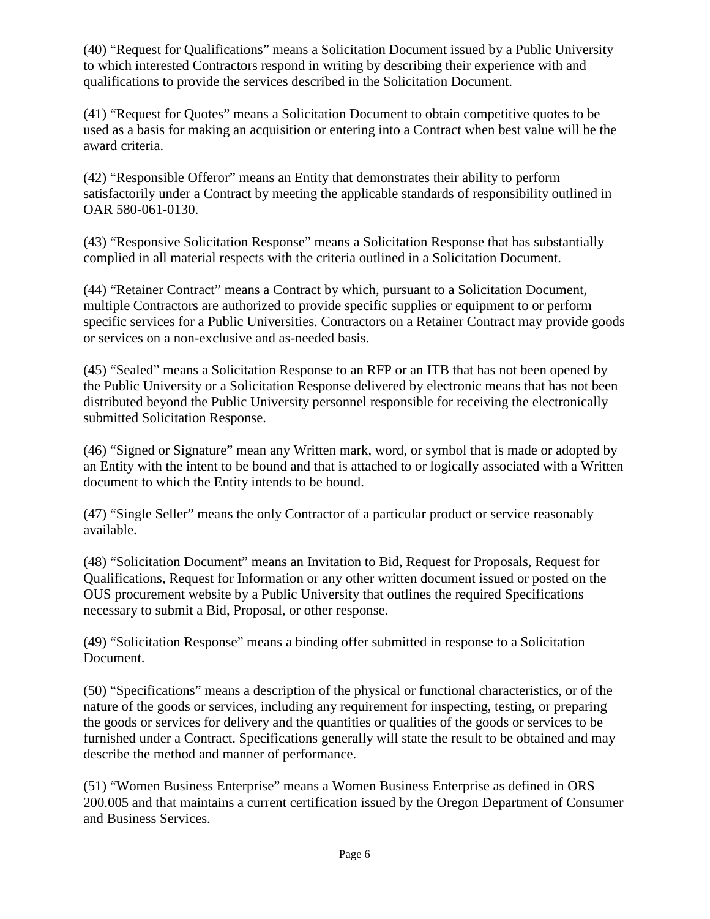(40) "Request for Qualifications" means a Solicitation Document issued by a Public University to which interested Contractors respond in writing by describing their experience with and qualifications to provide the services described in the Solicitation Document.

(41) "Request for Quotes" means a Solicitation Document to obtain competitive quotes to be used as a basis for making an acquisition or entering into a Contract when best value will be the award criteria.

(42) "Responsible Offeror" means an Entity that demonstrates their ability to perform satisfactorily under a Contract by meeting the applicable standards of responsibility outlined in OAR 580-061-0130.

(43) "Responsive Solicitation Response" means a Solicitation Response that has substantially complied in all material respects with the criteria outlined in a Solicitation Document.

(44) "Retainer Contract" means a Contract by which, pursuant to a Solicitation Document, multiple Contractors are authorized to provide specific supplies or equipment to or perform specific services for a Public Universities. Contractors on a Retainer Contract may provide goods or services on a non-exclusive and as-needed basis.

(45) "Sealed" means a Solicitation Response to an RFP or an ITB that has not been opened by the Public University or a Solicitation Response delivered by electronic means that has not been distributed beyond the Public University personnel responsible for receiving the electronically submitted Solicitation Response.

(46) "Signed or Signature" mean any Written mark, word, or symbol that is made or adopted by an Entity with the intent to be bound and that is attached to or logically associated with a Written document to which the Entity intends to be bound.

(47) "Single Seller" means the only Contractor of a particular product or service reasonably available.

(48) "Solicitation Document" means an Invitation to Bid, Request for Proposals, Request for Qualifications, Request for Information or any other written document issued or posted on the OUS procurement website by a Public University that outlines the required Specifications necessary to submit a Bid, Proposal, or other response.

(49) "Solicitation Response" means a binding offer submitted in response to a Solicitation Document.

(50) "Specifications" means a description of the physical or functional characteristics, or of the nature of the goods or services, including any requirement for inspecting, testing, or preparing the goods or services for delivery and the quantities or qualities of the goods or services to be furnished under a Contract. Specifications generally will state the result to be obtained and may describe the method and manner of performance.

(51) "Women Business Enterprise" means a Women Business Enterprise as defined in ORS 200.005 and that maintains a current certification issued by the Oregon Department of Consumer and Business Services.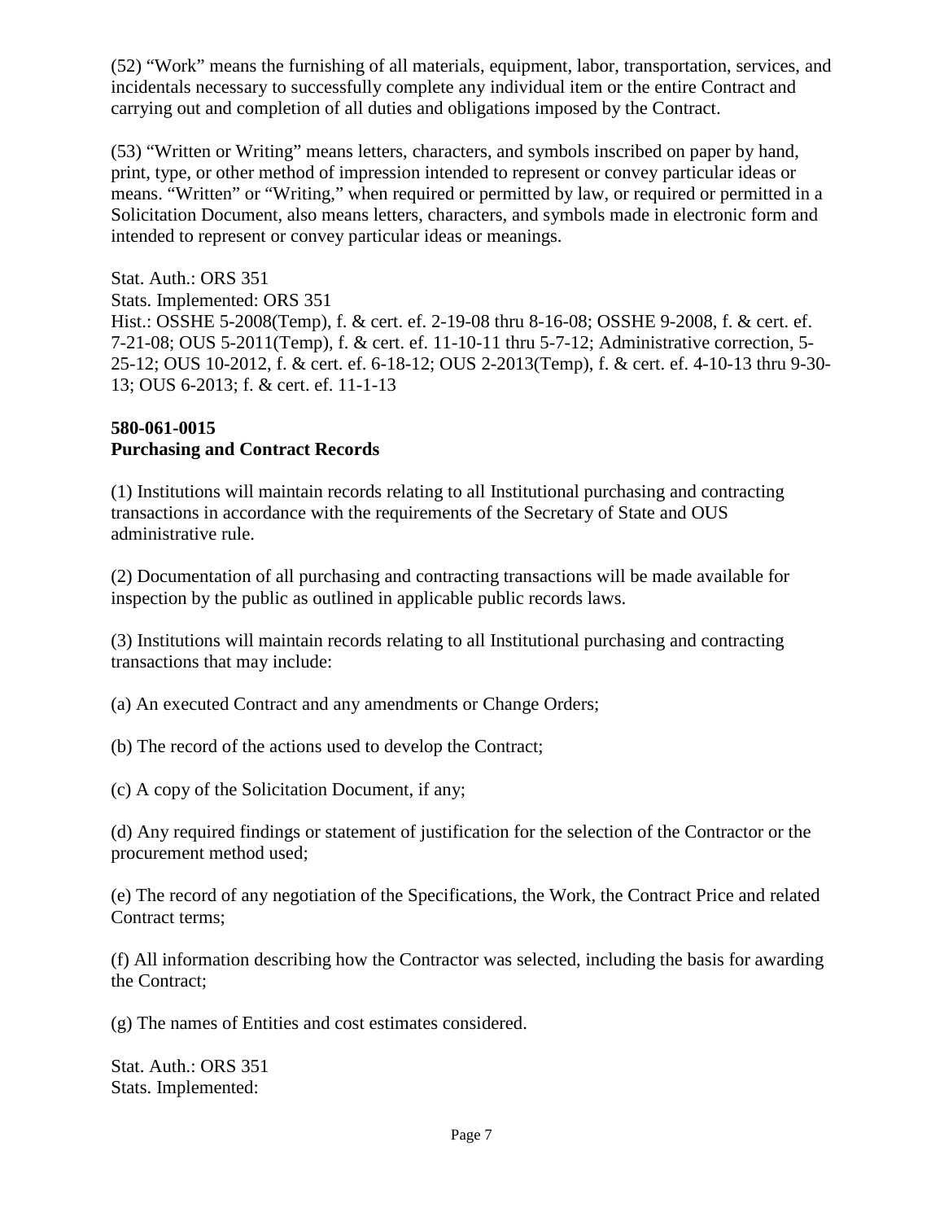(52) "Work" means the furnishing of all materials, equipment, labor, transportation, services, and incidentals necessary to successfully complete any individual item or the entire Contract and carrying out and completion of all duties and obligations imposed by the Contract.

(53) "Written or Writing" means letters, characters, and symbols inscribed on paper by hand, print, type, or other method of impression intended to represent or convey particular ideas or means. "Written" or "Writing," when required or permitted by law, or required or permitted in a Solicitation Document, also means letters, characters, and symbols made in electronic form and intended to represent or convey particular ideas or meanings.

Stat. Auth.: ORS 351
Stats. Implemented: ORS 351
Hist.: OSSHE 5-2008(Temp), f. & cert. ef. 2-19-08 thru 8-16-08; OSSHE 9-2008, f. & cert. ef. 7-21-08; OUS 5-2011(Temp), f. & cert. ef. 11-10-11 thru 5-7-12; Administrative correction, 5-25-12; OUS 10-2012, f. & cert. ef. 6-18-12; OUS 2-2013(Temp), f. & cert. ef. 4-10-13 thru 9-30-13; OUS 6-2013; f. & cert. ef. 11-1-13

**580-061-0015**
**Purchasing and Contract Records**

(1) Institutions will maintain records relating to all Institutional purchasing and contracting transactions in accordance with the requirements of the Secretary of State and OUS administrative rule.

(2) Documentation of all purchasing and contracting transactions will be made available for inspection by the public as outlined in applicable public records laws.

(3) Institutions will maintain records relating to all Institutional purchasing and contracting transactions that may include:

(a) An executed Contract and any amendments or Change Orders;

(b) The record of the actions used to develop the Contract;

(c) A copy of the Solicitation Document, if any;

(d) Any required findings or statement of justification for the selection of the Contractor or the procurement method used;

(e) The record of any negotiation of the Specifications, the Work, the Contract Price and related Contract terms;

(f) All information describing how the Contractor was selected, including the basis for awarding the Contract;

(g) The names of Entities and cost estimates considered.

Stat. Auth.: ORS 351
Stats. Implemented: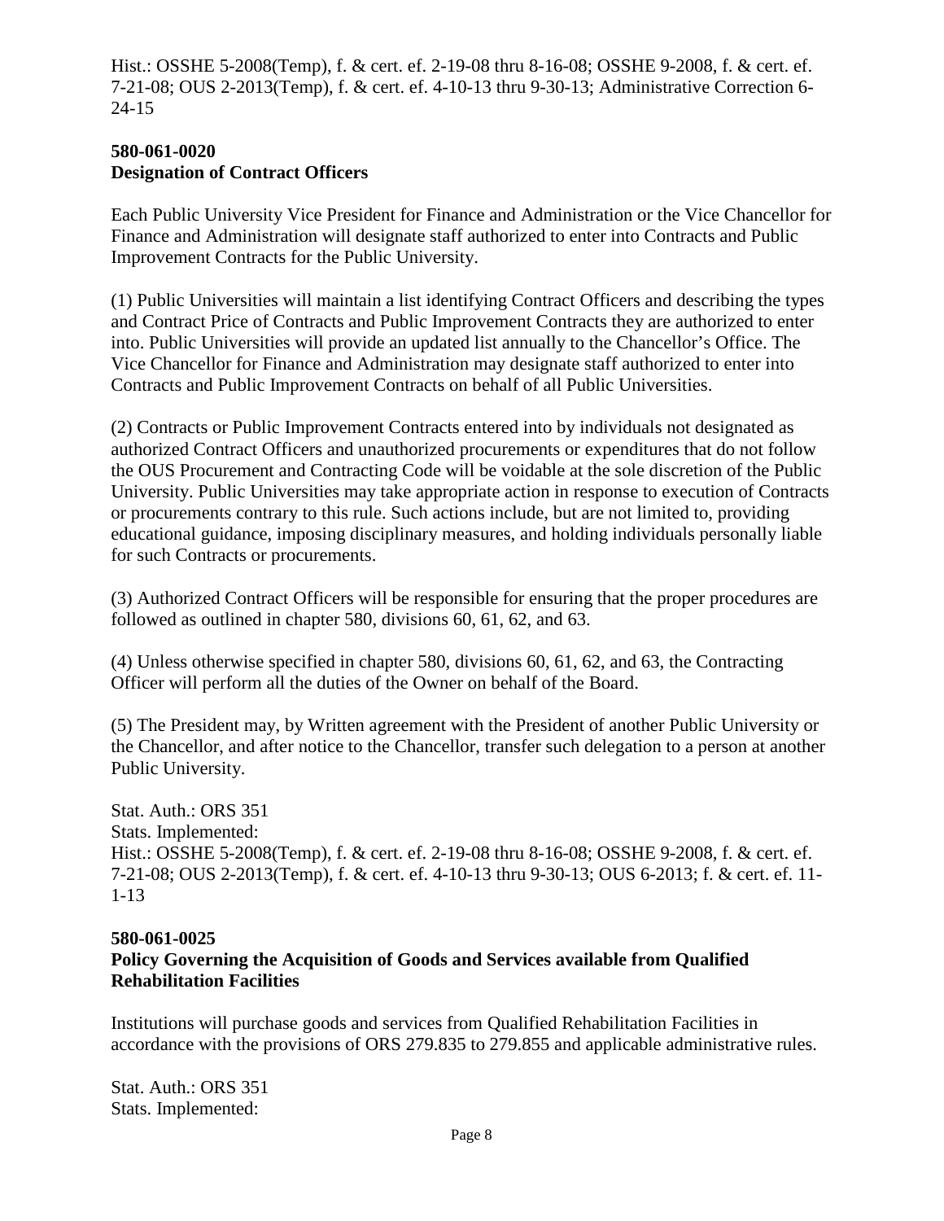Hist.: OSSHE 5-2008(Temp), f. & cert. ef. 2-19-08 thru 8-16-08; OSSHE 9-2008, f. & cert. ef. 7-21-08; OUS 2-2013(Temp), f. & cert. ef. 4-10-13 thru 9-30-13; Administrative Correction 6-24-15

**580-061-0020**
**Designation of Contract Officers**

Each Public University Vice President for Finance and Administration or the Vice Chancellor for Finance and Administration will designate staff authorized to enter into Contracts and Public Improvement Contracts for the Public University.

(1) Public Universities will maintain a list identifying Contract Officers and describing the types and Contract Price of Contracts and Public Improvement Contracts they are authorized to enter into. Public Universities will provide an updated list annually to the Chancellor's Office. The Vice Chancellor for Finance and Administration may designate staff authorized to enter into Contracts and Public Improvement Contracts on behalf of all Public Universities.

(2) Contracts or Public Improvement Contracts entered into by individuals not designated as authorized Contract Officers and unauthorized procurements or expenditures that do not follow the OUS Procurement and Contracting Code will be voidable at the sole discretion of the Public University. Public Universities may take appropriate action in response to execution of Contracts or procurements contrary to this rule. Such actions include, but are not limited to, providing educational guidance, imposing disciplinary measures, and holding individuals personally liable for such Contracts or procurements.

(3) Authorized Contract Officers will be responsible for ensuring that the proper procedures are followed as outlined in chapter 580, divisions 60, 61, 62, and 63.

(4) Unless otherwise specified in chapter 580, divisions 60, 61, 62, and 63, the Contracting Officer will perform all the duties of the Owner on behalf of the Board.

(5) The President may, by Written agreement with the President of another Public University or the Chancellor, and after notice to the Chancellor, transfer such delegation to a person at another Public University.

Stat. Auth.: ORS 351
Stats. Implemented:
Hist.: OSSHE 5-2008(Temp), f. & cert. ef. 2-19-08 thru 8-16-08; OSSHE 9-2008, f. & cert. ef. 7-21-08; OUS 2-2013(Temp), f. & cert. ef. 4-10-13 thru 9-30-13; OUS 6-2013; f. & cert. ef. 11-1-13

**580-061-0025**
**Policy Governing the Acquisition of Goods and Services available from Qualified Rehabilitation Facilities**

Institutions will purchase goods and services from Qualified Rehabilitation Facilities in accordance with the provisions of ORS 279.835 to 279.855 and applicable administrative rules.

Stat. Auth.: ORS 351
Stats. Implemented: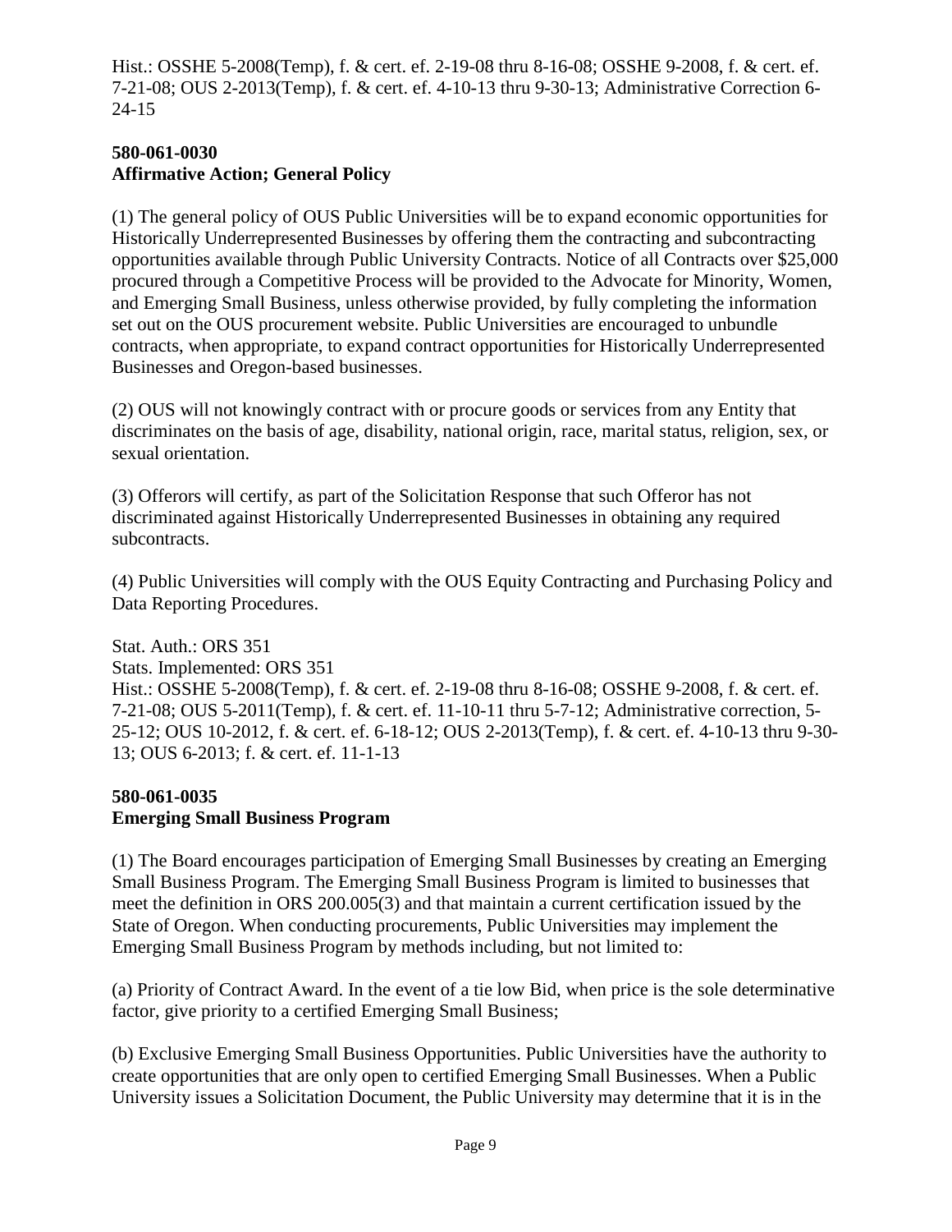Hist.: OSSHE 5-2008(Temp), f. & cert. ef. 2-19-08 thru 8-16-08; OSSHE 9-2008, f. & cert. ef. 7-21-08; OUS 2-2013(Temp), f. & cert. ef. 4-10-13 thru 9-30-13; Administrative Correction 6-24-15

**580-061-0030**
**Affirmative Action; General Policy**

(1) The general policy of OUS Public Universities will be to expand economic opportunities for Historically Underrepresented Businesses by offering them the contracting and subcontracting opportunities available through Public University Contracts. Notice of all Contracts over $25,000 procured through a Competitive Process will be provided to the Advocate for Minority, Women, and Emerging Small Business, unless otherwise provided, by fully completing the information set out on the OUS procurement website. Public Universities are encouraged to unbundle contracts, when appropriate, to expand contract opportunities for Historically Underrepresented Businesses and Oregon-based businesses.

(2) OUS will not knowingly contract with or procure goods or services from any Entity that discriminates on the basis of age, disability, national origin, race, marital status, religion, sex, or sexual orientation.

(3) Offerors will certify, as part of the Solicitation Response that such Offeror has not discriminated against Historically Underrepresented Businesses in obtaining any required subcontracts.

(4) Public Universities will comply with the OUS Equity Contracting and Purchasing Policy and Data Reporting Procedures.

Stat. Auth.: ORS 351
Stats. Implemented: ORS 351
Hist.: OSSHE 5-2008(Temp), f. & cert. ef. 2-19-08 thru 8-16-08; OSSHE 9-2008, f. & cert. ef. 7-21-08; OUS 5-2011(Temp), f. & cert. ef. 11-10-11 thru 5-7-12; Administrative correction, 5-25-12; OUS 10-2012, f. & cert. ef. 6-18-12; OUS 2-2013(Temp), f. & cert. ef. 4-10-13 thru 9-30-13; OUS 6-2013; f. & cert. ef. 11-1-13

**580-061-0035**
**Emerging Small Business Program**

(1) The Board encourages participation of Emerging Small Businesses by creating an Emerging Small Business Program. The Emerging Small Business Program is limited to businesses that meet the definition in ORS 200.005(3) and that maintain a current certification issued by the State of Oregon. When conducting procurements, Public Universities may implement the Emerging Small Business Program by methods including, but not limited to:

(a) Priority of Contract Award. In the event of a tie low Bid, when price is the sole determinative factor, give priority to a certified Emerging Small Business;

(b) Exclusive Emerging Small Business Opportunities. Public Universities have the authority to create opportunities that are only open to certified Emerging Small Businesses. When a Public University issues a Solicitation Document, the Public University may determine that it is in the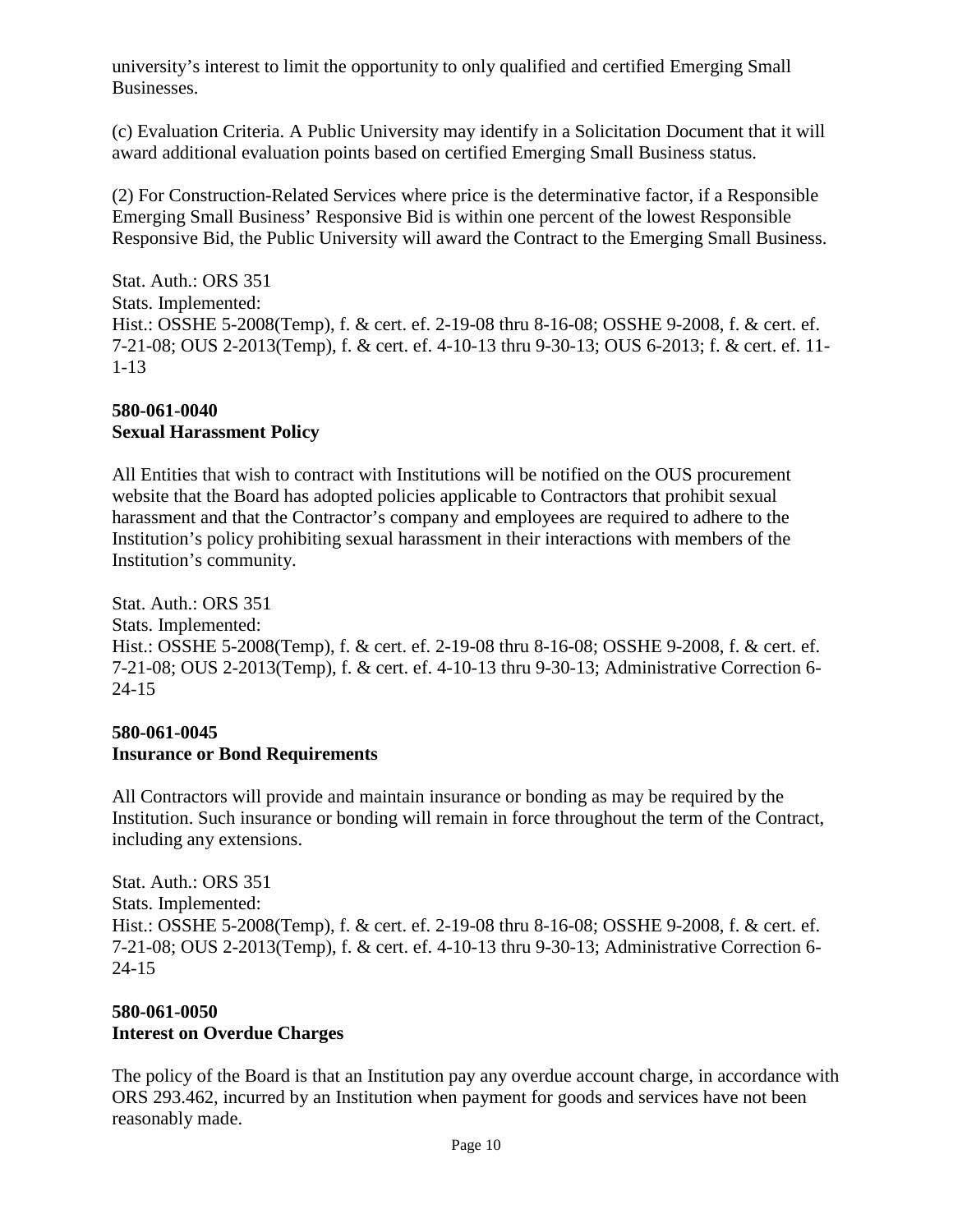university's interest to limit the opportunity to only qualified and certified Emerging Small Businesses.

(c) Evaluation Criteria. A Public University may identify in a Solicitation Document that it will award additional evaluation points based on certified Emerging Small Business status.

(2) For Construction-Related Services where price is the determinative factor, if a Responsible Emerging Small Business' Responsive Bid is within one percent of the lowest Responsible Responsive Bid, the Public University will award the Contract to the Emerging Small Business.

Stat. Auth.: ORS 351
Stats. Implemented:
Hist.: OSSHE 5-2008(Temp), f. & cert. ef. 2-19-08 thru 8-16-08; OSSHE 9-2008, f. & cert. ef. 7-21-08; OUS 2-2013(Temp), f. & cert. ef. 4-10-13 thru 9-30-13; OUS 6-2013; f. & cert. ef. 11-1-13

**580-061-0040**
**Sexual Harassment Policy**

All Entities that wish to contract with Institutions will be notified on the OUS procurement website that the Board has adopted policies applicable to Contractors that prohibit sexual harassment and that the Contractor's company and employees are required to adhere to the Institution's policy prohibiting sexual harassment in their interactions with members of the Institution's community.

Stat. Auth.: ORS 351
Stats. Implemented:
Hist.: OSSHE 5-2008(Temp), f. & cert. ef. 2-19-08 thru 8-16-08; OSSHE 9-2008, f. & cert. ef. 7-21-08; OUS 2-2013(Temp), f. & cert. ef. 4-10-13 thru 9-30-13; Administrative Correction 6-24-15

**580-061-0045**
**Insurance or Bond Requirements**

All Contractors will provide and maintain insurance or bonding as may be required by the Institution. Such insurance or bonding will remain in force throughout the term of the Contract, including any extensions.

Stat. Auth.: ORS 351
Stats. Implemented:
Hist.: OSSHE 5-2008(Temp), f. & cert. ef. 2-19-08 thru 8-16-08; OSSHE 9-2008, f. & cert. ef. 7-21-08; OUS 2-2013(Temp), f. & cert. ef. 4-10-13 thru 9-30-13; Administrative Correction 6-24-15

**580-061-0050**
**Interest on Overdue Charges**

The policy of the Board is that an Institution pay any overdue account charge, in accordance with ORS 293.462, incurred by an Institution when payment for goods and services have not been reasonably made.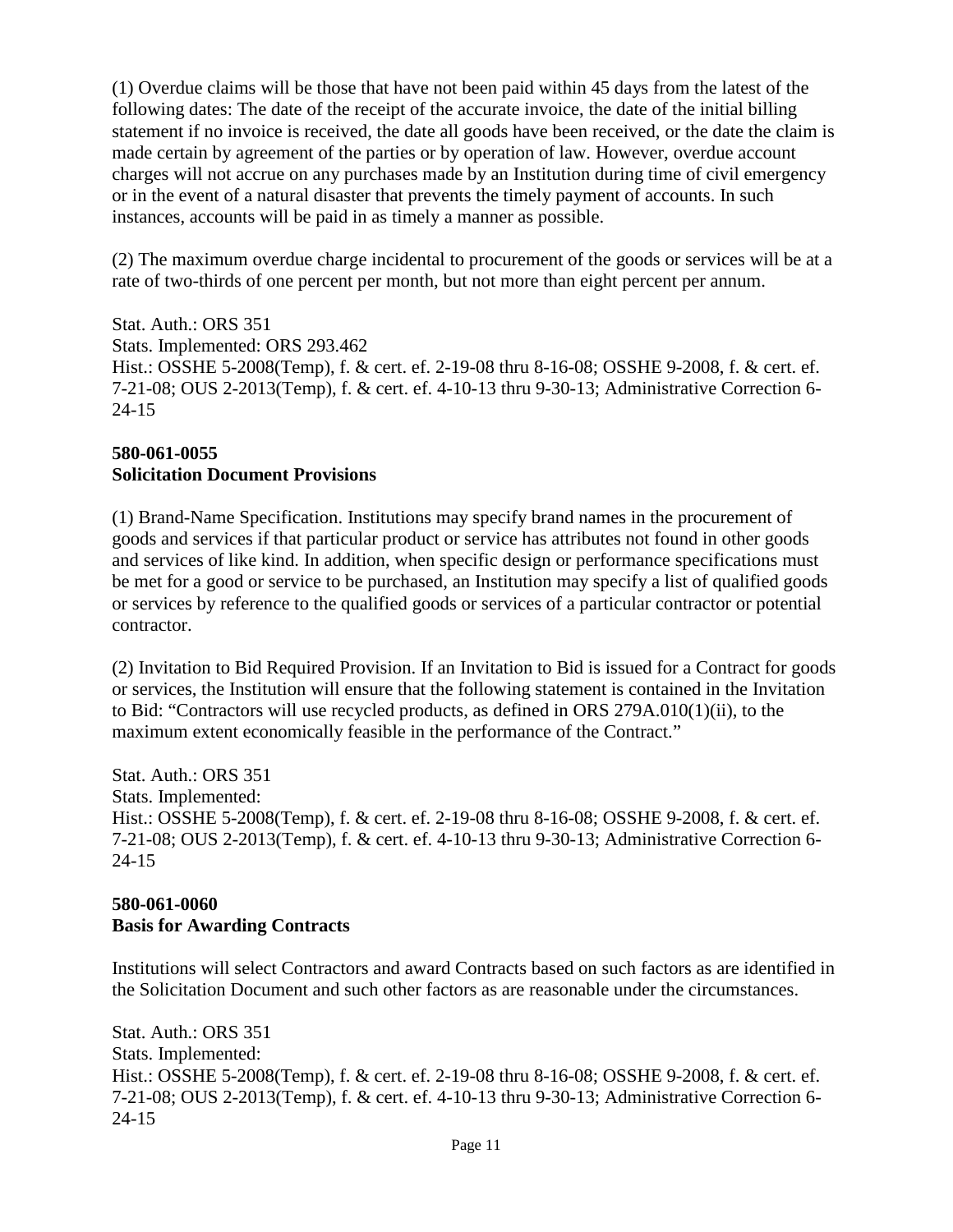(1) Overdue claims will be those that have not been paid within 45 days from the latest of the following dates: The date of the receipt of the accurate invoice, the date of the initial billing statement if no invoice is received, the date all goods have been received, or the date the claim is made certain by agreement of the parties or by operation of law. However, overdue account charges will not accrue on any purchases made by an Institution during time of civil emergency or in the event of a natural disaster that prevents the timely payment of accounts. In such instances, accounts will be paid in as timely a manner as possible.

(2) The maximum overdue charge incidental to procurement of the goods or services will be at a rate of two-thirds of one percent per month, but not more than eight percent per annum.

Stat. Auth.: ORS 351
Stats. Implemented: ORS 293.462
Hist.: OSSHE 5-2008(Temp), f. & cert. ef. 2-19-08 thru 8-16-08; OSSHE 9-2008, f. & cert. ef. 7-21-08; OUS 2-2013(Temp), f. & cert. ef. 4-10-13 thru 9-30-13; Administrative Correction 6-24-15

**580-061-0055**
**Solicitation Document Provisions**

(1) Brand-Name Specification. Institutions may specify brand names in the procurement of goods and services if that particular product or service has attributes not found in other goods and services of like kind. In addition, when specific design or performance specifications must be met for a good or service to be purchased, an Institution may specify a list of qualified goods or services by reference to the qualified goods or services of a particular contractor or potential contractor.

(2) Invitation to Bid Required Provision. If an Invitation to Bid is issued for a Contract for goods or services, the Institution will ensure that the following statement is contained in the Invitation to Bid: "Contractors will use recycled products, as defined in ORS 279A.010(1)(ii), to the maximum extent economically feasible in the performance of the Contract."

Stat. Auth.: ORS 351
Stats. Implemented:
Hist.: OSSHE 5-2008(Temp), f. & cert. ef. 2-19-08 thru 8-16-08; OSSHE 9-2008, f. & cert. ef. 7-21-08; OUS 2-2013(Temp), f. & cert. ef. 4-10-13 thru 9-30-13; Administrative Correction 6-24-15

**580-061-0060**
**Basis for Awarding Contracts**

Institutions will select Contractors and award Contracts based on such factors as are identified in the Solicitation Document and such other factors as are reasonable under the circumstances.

Stat. Auth.: ORS 351
Stats. Implemented:
Hist.: OSSHE 5-2008(Temp), f. & cert. ef. 2-19-08 thru 8-16-08; OSSHE 9-2008, f. & cert. ef. 7-21-08; OUS 2-2013(Temp), f. & cert. ef. 4-10-13 thru 9-30-13; Administrative Correction 6-24-15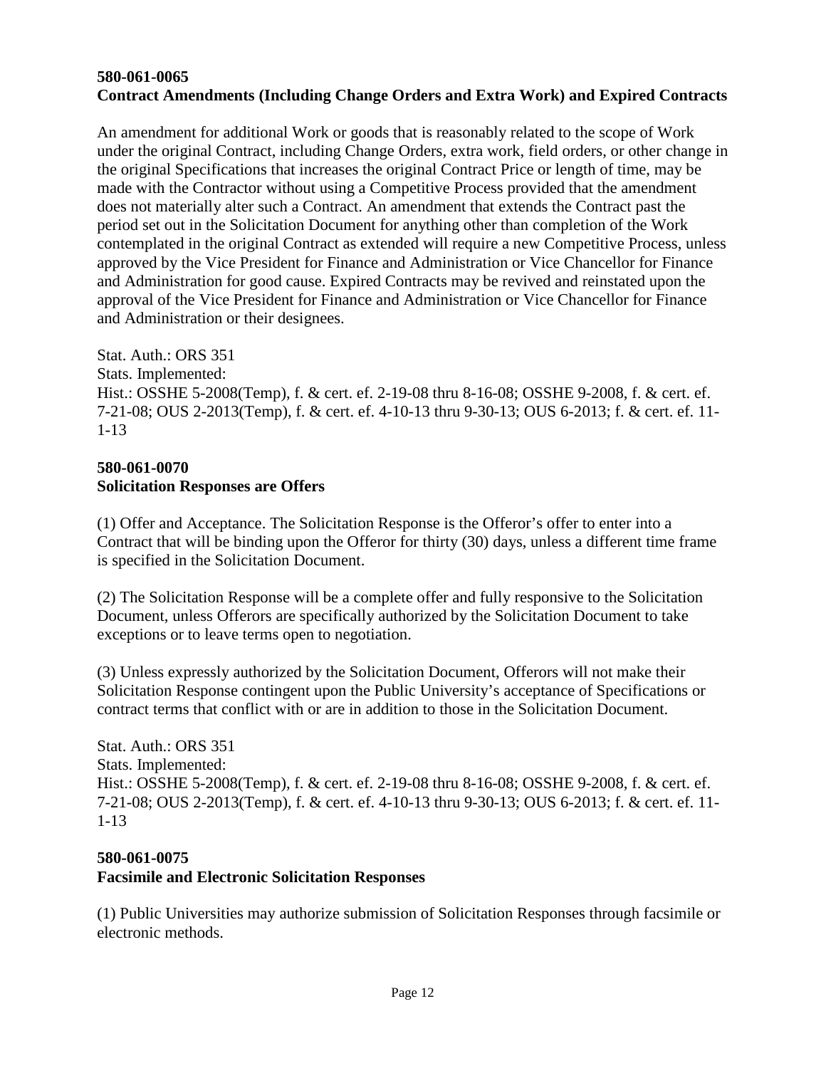**580-061-0065**
**Contract Amendments (Including Change Orders and Extra Work) and Expired Contracts**

An amendment for additional Work or goods that is reasonably related to the scope of Work under the original Contract, including Change Orders, extra work, field orders, or other change in the original Specifications that increases the original Contract Price or length of time, may be made with the Contractor without using a Competitive Process provided that the amendment does not materially alter such a Contract. An amendment that extends the Contract past the period set out in the Solicitation Document for anything other than completion of the Work contemplated in the original Contract as extended will require a new Competitive Process, unless approved by the Vice President for Finance and Administration or Vice Chancellor for Finance and Administration for good cause. Expired Contracts may be revived and reinstated upon the approval of the Vice President for Finance and Administration or Vice Chancellor for Finance and Administration or their designees.

Stat. Auth.: ORS 351
Stats. Implemented:
Hist.: OSSHE 5-2008(Temp), f. & cert. ef. 2-19-08 thru 8-16-08; OSSHE 9-2008, f. & cert. ef. 7-21-08; OUS 2-2013(Temp), f. & cert. ef. 4-10-13 thru 9-30-13; OUS 6-2013; f. & cert. ef. 11-1-13

**580-061-0070**
**Solicitation Responses are Offers**

(1) Offer and Acceptance. The Solicitation Response is the Offeror's offer to enter into a Contract that will be binding upon the Offeror for thirty (30) days, unless a different time frame is specified in the Solicitation Document.

(2) The Solicitation Response will be a complete offer and fully responsive to the Solicitation Document, unless Offerors are specifically authorized by the Solicitation Document to take exceptions or to leave terms open to negotiation.

(3) Unless expressly authorized by the Solicitation Document, Offerors will not make their Solicitation Response contingent upon the Public University's acceptance of Specifications or contract terms that conflict with or are in addition to those in the Solicitation Document.

Stat. Auth.: ORS 351
Stats. Implemented:
Hist.: OSSHE 5-2008(Temp), f. & cert. ef. 2-19-08 thru 8-16-08; OSSHE 9-2008, f. & cert. ef. 7-21-08; OUS 2-2013(Temp), f. & cert. ef. 4-10-13 thru 9-30-13; OUS 6-2013; f. & cert. ef. 11-1-13

**580-061-0075**
**Facsimile and Electronic Solicitation Responses**

(1) Public Universities may authorize submission of Solicitation Responses through facsimile or electronic methods.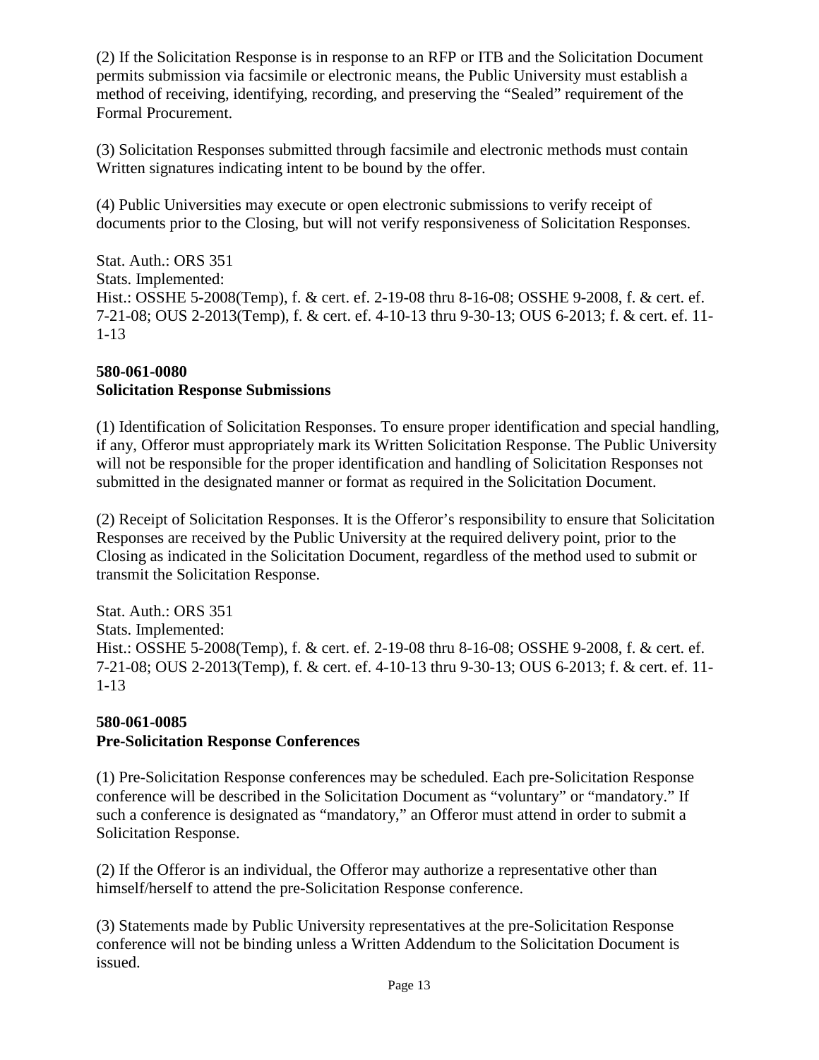(2) If the Solicitation Response is in response to an RFP or ITB and the Solicitation Document permits submission via facsimile or electronic means, the Public University must establish a method of receiving, identifying, recording, and preserving the “Sealed” requirement of the Formal Procurement.

(3) Solicitation Responses submitted through facsimile and electronic methods must contain Written signatures indicating intent to be bound by the offer.

(4) Public Universities may execute or open electronic submissions to verify receipt of documents prior to the Closing, but will not verify responsiveness of Solicitation Responses.

Stat. Auth.: ORS 351
Stats. Implemented:
Hist.: OSSHE 5-2008(Temp), f. & cert. ef. 2-19-08 thru 8-16-08; OSSHE 9-2008, f. & cert. ef. 7-21-08; OUS 2-2013(Temp), f. & cert. ef. 4-10-13 thru 9-30-13; OUS 6-2013; f. & cert. ef. 11-1-13

**580-061-0080**
**Solicitation Response Submissions**

(1) Identification of Solicitation Responses. To ensure proper identification and special handling, if any, Offeror must appropriately mark its Written Solicitation Response. The Public University will not be responsible for the proper identification and handling of Solicitation Responses not submitted in the designated manner or format as required in the Solicitation Document.

(2) Receipt of Solicitation Responses. It is the Offeror’s responsibility to ensure that Solicitation Responses are received by the Public University at the required delivery point, prior to the Closing as indicated in the Solicitation Document, regardless of the method used to submit or transmit the Solicitation Response.

Stat. Auth.: ORS 351
Stats. Implemented:
Hist.: OSSHE 5-2008(Temp), f. & cert. ef. 2-19-08 thru 8-16-08; OSSHE 9-2008, f. & cert. ef. 7-21-08; OUS 2-2013(Temp), f. & cert. ef. 4-10-13 thru 9-30-13; OUS 6-2013; f. & cert. ef. 11-1-13

**580-061-0085**
**Pre-Solicitation Response Conferences**

(1) Pre-Solicitation Response conferences may be scheduled. Each pre-Solicitation Response conference will be described in the Solicitation Document as “voluntary” or “mandatory.” If such a conference is designated as “mandatory,” an Offeror must attend in order to submit a Solicitation Response.

(2) If the Offeror is an individual, the Offeror may authorize a representative other than himself/herself to attend the pre-Solicitation Response conference.

(3) Statements made by Public University representatives at the pre-Solicitation Response conference will not be binding unless a Written Addendum to the Solicitation Document is issued.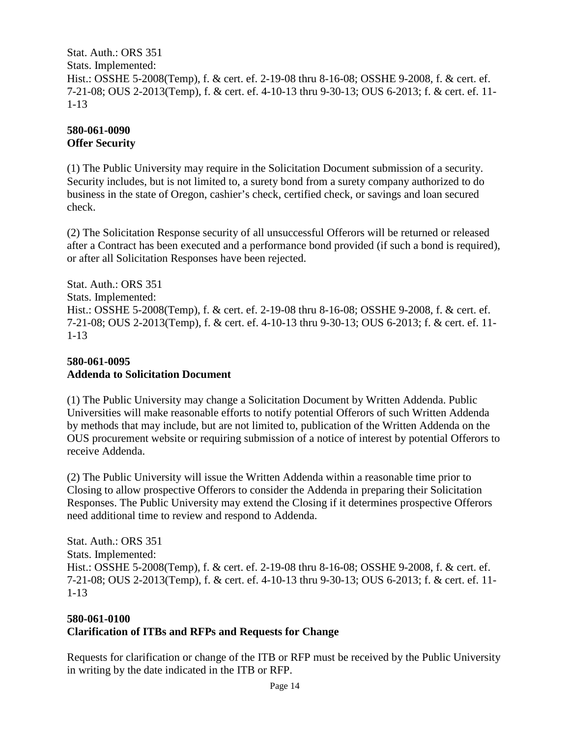Stat. Auth.: ORS 351
Stats. Implemented:
Hist.: OSSHE 5-2008(Temp), f. & cert. ef. 2-19-08 thru 8-16-08; OSSHE 9-2008, f. & cert. ef. 7-21-08; OUS 2-2013(Temp), f. & cert. ef. 4-10-13 thru 9-30-13; OUS 6-2013; f. & cert. ef. 11-1-13

**580-061-0090**
**Offer Security**

(1) The Public University may require in the Solicitation Document submission of a security. Security includes, but is not limited to, a surety bond from a surety company authorized to do business in the state of Oregon, cashier's check, certified check, or savings and loan secured check.

(2) The Solicitation Response security of all unsuccessful Offerors will be returned or released after a Contract has been executed and a performance bond provided (if such a bond is required), or after all Solicitation Responses have been rejected.

Stat. Auth.: ORS 351
Stats. Implemented:
Hist.: OSSHE 5-2008(Temp), f. & cert. ef. 2-19-08 thru 8-16-08; OSSHE 9-2008, f. & cert. ef. 7-21-08; OUS 2-2013(Temp), f. & cert. ef. 4-10-13 thru 9-30-13; OUS 6-2013; f. & cert. ef. 11-1-13

**580-061-0095**
**Addenda to Solicitation Document**

(1) The Public University may change a Solicitation Document by Written Addenda. Public Universities will make reasonable efforts to notify potential Offerors of such Written Addenda by methods that may include, but are not limited to, publication of the Written Addenda on the OUS procurement website or requiring submission of a notice of interest by potential Offerors to receive Addenda.

(2) The Public University will issue the Written Addenda within a reasonable time prior to Closing to allow prospective Offerors to consider the Addenda in preparing their Solicitation Responses. The Public University may extend the Closing if it determines prospective Offerors need additional time to review and respond to Addenda.

Stat. Auth.: ORS 351
Stats. Implemented:
Hist.: OSSHE 5-2008(Temp), f. & cert. ef. 2-19-08 thru 8-16-08; OSSHE 9-2008, f. & cert. ef. 7-21-08; OUS 2-2013(Temp), f. & cert. ef. 4-10-13 thru 9-30-13; OUS 6-2013; f. & cert. ef. 11-1-13

**580-061-0100**
**Clarification of ITBs and RFPs and Requests for Change**

Requests for clarification or change of the ITB or RFP must be received by the Public University in writing by the date indicated in the ITB or RFP.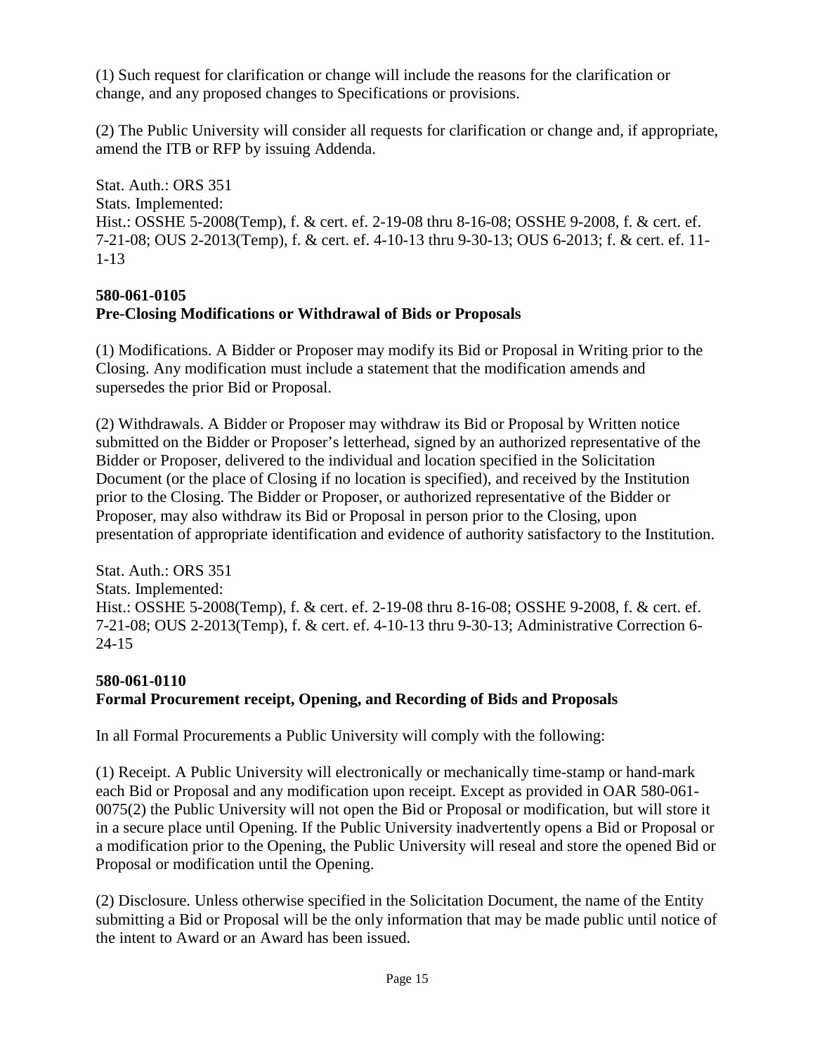(1) Such request for clarification or change will include the reasons for the clarification or change, and any proposed changes to Specifications or provisions.

(2) The Public University will consider all requests for clarification or change and, if appropriate, amend the ITB or RFP by issuing Addenda.

Stat. Auth.: ORS 351
Stats. Implemented:
Hist.: OSSHE 5-2008(Temp), f. & cert. ef. 2-19-08 thru 8-16-08; OSSHE 9-2008, f. & cert. ef. 7-21-08; OUS 2-2013(Temp), f. & cert. ef. 4-10-13 thru 9-30-13; OUS 6-2013; f. & cert. ef. 11-1-13

**580-061-0105**
**Pre-Closing Modifications or Withdrawal of Bids or Proposals**

(1) Modifications. A Bidder or Proposer may modify its Bid or Proposal in Writing prior to the Closing. Any modification must include a statement that the modification amends and supersedes the prior Bid or Proposal.

(2) Withdrawals. A Bidder or Proposer may withdraw its Bid or Proposal by Written notice submitted on the Bidder or Proposer's letterhead, signed by an authorized representative of the Bidder or Proposer, delivered to the individual and location specified in the Solicitation Document (or the place of Closing if no location is specified), and received by the Institution prior to the Closing. The Bidder or Proposer, or authorized representative of the Bidder or Proposer, may also withdraw its Bid or Proposal in person prior to the Closing, upon presentation of appropriate identification and evidence of authority satisfactory to the Institution.

Stat. Auth.: ORS 351
Stats. Implemented:
Hist.: OSSHE 5-2008(Temp), f. & cert. ef. 2-19-08 thru 8-16-08; OSSHE 9-2008, f. & cert. ef. 7-21-08; OUS 2-2013(Temp), f. & cert. ef. 4-10-13 thru 9-30-13; Administrative Correction 6-24-15

**580-061-0110**
**Formal Procurement receipt, Opening, and Recording of Bids and Proposals**

In all Formal Procurements a Public University will comply with the following:

(1) Receipt. A Public University will electronically or mechanically time-stamp or hand-mark each Bid or Proposal and any modification upon receipt. Except as provided in OAR 580-061-0075(2) the Public University will not open the Bid or Proposal or modification, but will store it in a secure place until Opening. If the Public University inadvertently opens a Bid or Proposal or a modification prior to the Opening, the Public University will reseal and store the opened Bid or Proposal or modification until the Opening.

(2) Disclosure. Unless otherwise specified in the Solicitation Document, the name of the Entity submitting a Bid or Proposal will be the only information that may be made public until notice of the intent to Award or an Award has been issued.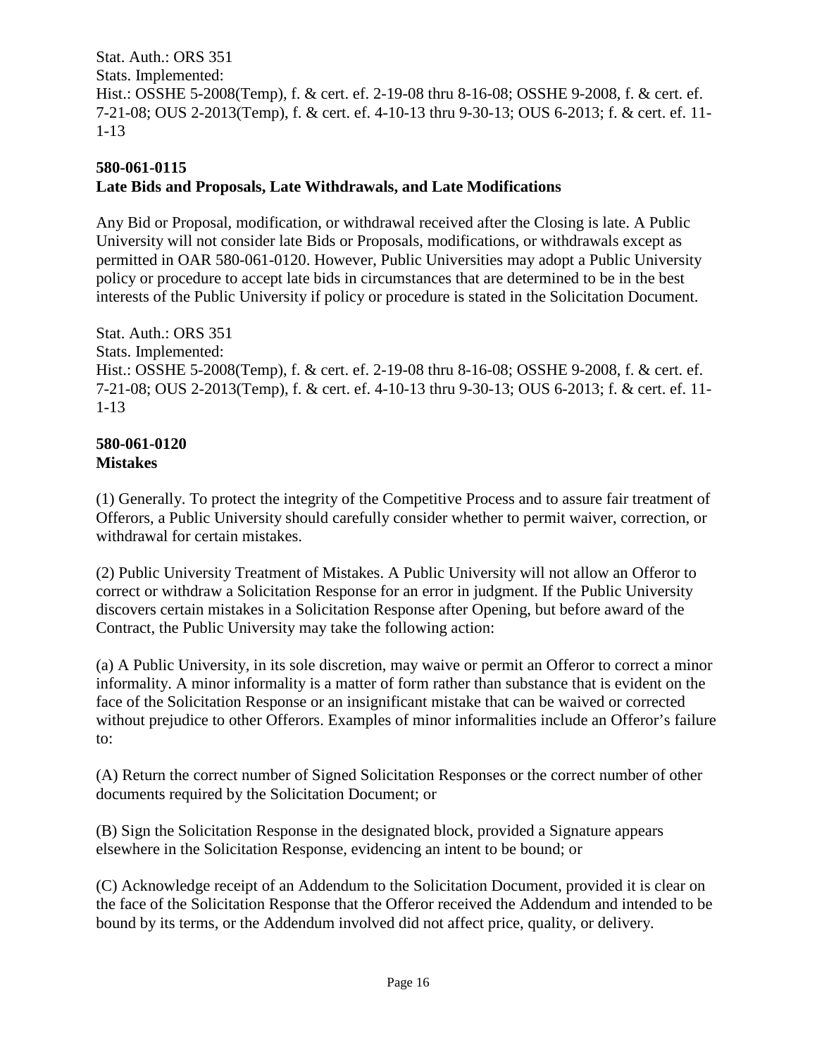Stat. Auth.: ORS 351
Stats. Implemented:
Hist.: OSSHE 5-2008(Temp), f. & cert. ef. 2-19-08 thru 8-16-08; OSSHE 9-2008, f. & cert. ef. 7-21-08; OUS 2-2013(Temp), f. & cert. ef. 4-10-13 thru 9-30-13; OUS 6-2013; f. & cert. ef. 11-1-13

**580-061-0115**
**Late Bids and Proposals, Late Withdrawals, and Late Modifications**

Any Bid or Proposal, modification, or withdrawal received after the Closing is late. A Public University will not consider late Bids or Proposals, modifications, or withdrawals except as permitted in OAR 580-061-0120. However, Public Universities may adopt a Public University policy or procedure to accept late bids in circumstances that are determined to be in the best interests of the Public University if policy or procedure is stated in the Solicitation Document.

Stat. Auth.: ORS 351
Stats. Implemented:
Hist.: OSSHE 5-2008(Temp), f. & cert. ef. 2-19-08 thru 8-16-08; OSSHE 9-2008, f. & cert. ef. 7-21-08; OUS 2-2013(Temp), f. & cert. ef. 4-10-13 thru 9-30-13; OUS 6-2013; f. & cert. ef. 11-1-13

**580-061-0120**
**Mistakes**

(1) Generally. To protect the integrity of the Competitive Process and to assure fair treatment of Offerors, a Public University should carefully consider whether to permit waiver, correction, or withdrawal for certain mistakes.

(2) Public University Treatment of Mistakes. A Public University will not allow an Offeror to correct or withdraw a Solicitation Response for an error in judgment. If the Public University discovers certain mistakes in a Solicitation Response after Opening, but before award of the Contract, the Public University may take the following action:

(a) A Public University, in its sole discretion, may waive or permit an Offeror to correct a minor informality. A minor informality is a matter of form rather than substance that is evident on the face of the Solicitation Response or an insignificant mistake that can be waived or corrected without prejudice to other Offerors. Examples of minor informalities include an Offeror's failure to:

(A) Return the correct number of Signed Solicitation Responses or the correct number of other documents required by the Solicitation Document; or

(B) Sign the Solicitation Response in the designated block, provided a Signature appears elsewhere in the Solicitation Response, evidencing an intent to be bound; or

(C) Acknowledge receipt of an Addendum to the Solicitation Document, provided it is clear on the face of the Solicitation Response that the Offeror received the Addendum and intended to be bound by its terms, or the Addendum involved did not affect price, quality, or delivery.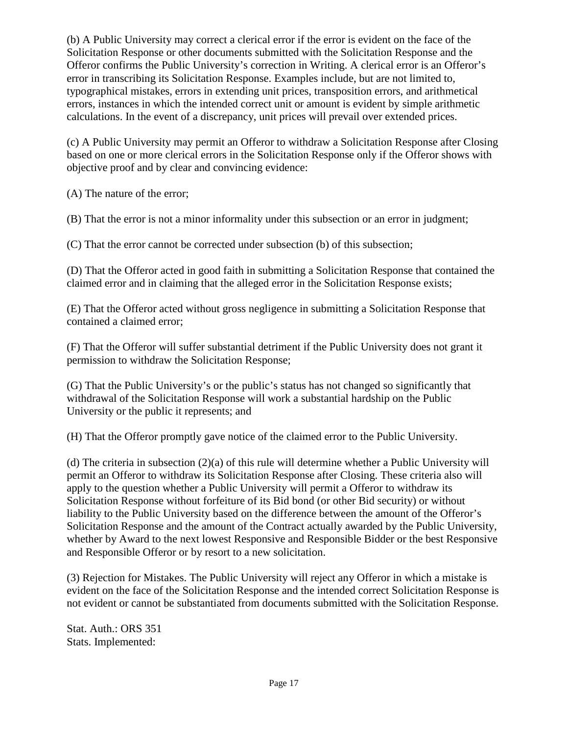(b) A Public University may correct a clerical error if the error is evident on the face of the Solicitation Response or other documents submitted with the Solicitation Response and the Offeror confirms the Public University's correction in Writing. A clerical error is an Offeror's error in transcribing its Solicitation Response. Examples include, but are not limited to, typographical mistakes, errors in extending unit prices, transposition errors, and arithmetical errors, instances in which the intended correct unit or amount is evident by simple arithmetic calculations. In the event of a discrepancy, unit prices will prevail over extended prices.

(c) A Public University may permit an Offeror to withdraw a Solicitation Response after Closing based on one or more clerical errors in the Solicitation Response only if the Offeror shows with objective proof and by clear and convincing evidence:

(A) The nature of the error;

(B) That the error is not a minor informality under this subsection or an error in judgment;

(C) That the error cannot be corrected under subsection (b) of this subsection;

(D) That the Offeror acted in good faith in submitting a Solicitation Response that contained the claimed error and in claiming that the alleged error in the Solicitation Response exists;

(E) That the Offeror acted without gross negligence in submitting a Solicitation Response that contained a claimed error;

(F) That the Offeror will suffer substantial detriment if the Public University does not grant it permission to withdraw the Solicitation Response;

(G) That the Public University's or the public's status has not changed so significantly that withdrawal of the Solicitation Response will work a substantial hardship on the Public University or the public it represents; and

(H) That the Offeror promptly gave notice of the claimed error to the Public University.

(d) The criteria in subsection (2)(a) of this rule will determine whether a Public University will permit an Offeror to withdraw its Solicitation Response after Closing. These criteria also will apply to the question whether a Public University will permit a Offeror to withdraw its Solicitation Response without forfeiture of its Bid bond (or other Bid security) or without liability to the Public University based on the difference between the amount of the Offeror's Solicitation Response and the amount of the Contract actually awarded by the Public University, whether by Award to the next lowest Responsive and Responsible Bidder or the best Responsive and Responsible Offeror or by resort to a new solicitation.

(3) Rejection for Mistakes. The Public University will reject any Offeror in which a mistake is evident on the face of the Solicitation Response and the intended correct Solicitation Response is not evident or cannot be substantiated from documents submitted with the Solicitation Response.

Stat. Auth.: ORS 351
Stats. Implemented: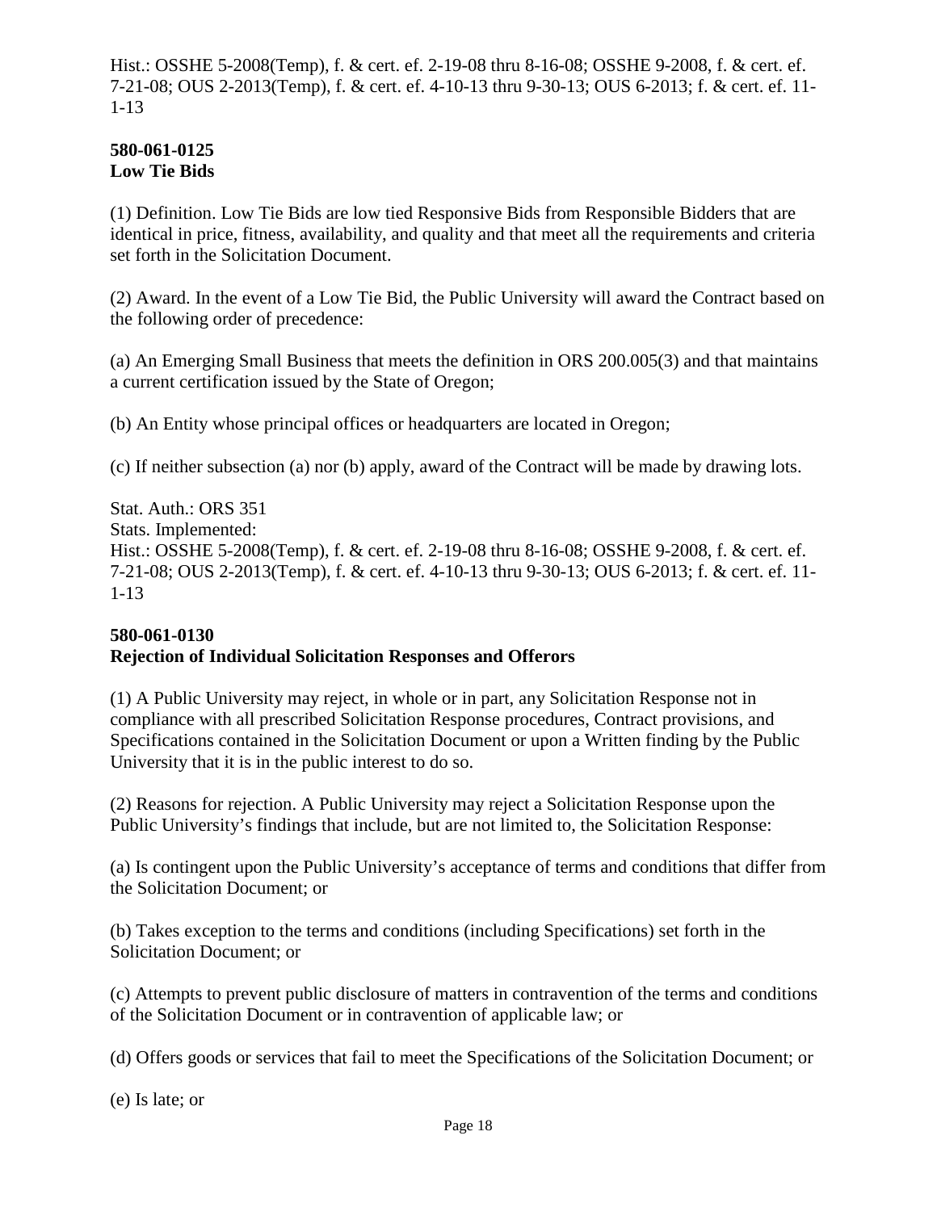Hist.: OSSHE 5-2008(Temp), f. & cert. ef. 2-19-08 thru 8-16-08; OSSHE 9-2008, f. & cert. ef. 7-21-08; OUS 2-2013(Temp), f. & cert. ef. 4-10-13 thru 9-30-13; OUS 6-2013; f. & cert. ef. 11-1-13

**580-061-0125**
**Low Tie Bids**

(1) Definition. Low Tie Bids are low tied Responsive Bids from Responsible Bidders that are identical in price, fitness, availability, and quality and that meet all the requirements and criteria set forth in the Solicitation Document.

(2) Award. In the event of a Low Tie Bid, the Public University will award the Contract based on the following order of precedence:

(a) An Emerging Small Business that meets the definition in ORS 200.005(3) and that maintains a current certification issued by the State of Oregon;

(b) An Entity whose principal offices or headquarters are located in Oregon;

(c) If neither subsection (a) nor (b) apply, award of the Contract will be made by drawing lots.

Stat. Auth.: ORS 351
Stats. Implemented:
Hist.: OSSHE 5-2008(Temp), f. & cert. ef. 2-19-08 thru 8-16-08; OSSHE 9-2008, f. & cert. ef. 7-21-08; OUS 2-2013(Temp), f. & cert. ef. 4-10-13 thru 9-30-13; OUS 6-2013; f. & cert. ef. 11-1-13

**580-061-0130**
**Rejection of Individual Solicitation Responses and Offerors**

(1) A Public University may reject, in whole or in part, any Solicitation Response not in compliance with all prescribed Solicitation Response procedures, Contract provisions, and Specifications contained in the Solicitation Document or upon a Written finding by the Public University that it is in the public interest to do so.

(2) Reasons for rejection. A Public University may reject a Solicitation Response upon the Public University's findings that include, but are not limited to, the Solicitation Response:

(a) Is contingent upon the Public University's acceptance of terms and conditions that differ from the Solicitation Document; or

(b) Takes exception to the terms and conditions (including Specifications) set forth in the Solicitation Document; or

(c) Attempts to prevent public disclosure of matters in contravention of the terms and conditions of the Solicitation Document or in contravention of applicable law; or

(d) Offers goods or services that fail to meet the Specifications of the Solicitation Document; or

(e) Is late; or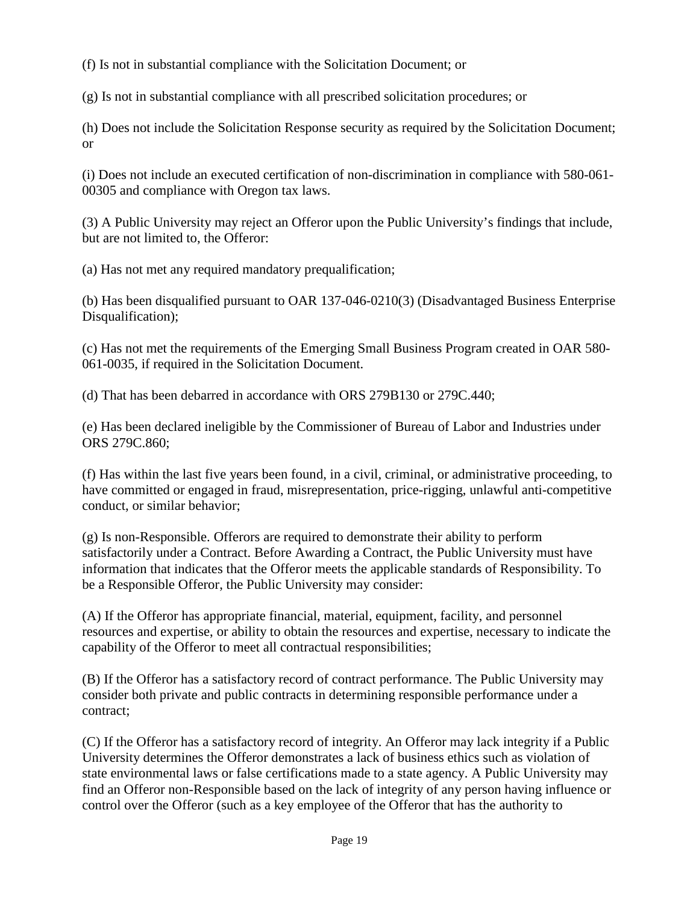(f) Is not in substantial compliance with the Solicitation Document; or

(g) Is not in substantial compliance with all prescribed solicitation procedures; or

(h) Does not include the Solicitation Response security as required by the Solicitation Document; or

(i) Does not include an executed certification of non-discrimination in compliance with 580-061-00305 and compliance with Oregon tax laws.

(3) A Public University may reject an Offeror upon the Public University's findings that include, but are not limited to, the Offeror:

(a) Has not met any required mandatory prequalification;

(b) Has been disqualified pursuant to OAR 137-046-0210(3) (Disadvantaged Business Enterprise Disqualification);

(c) Has not met the requirements of the Emerging Small Business Program created in OAR 580-061-0035, if required in the Solicitation Document.

(d) That has been debarred in accordance with ORS 279B130 or 279C.440;

(e) Has been declared ineligible by the Commissioner of Bureau of Labor and Industries under ORS 279C.860;

(f) Has within the last five years been found, in a civil, criminal, or administrative proceeding, to have committed or engaged in fraud, misrepresentation, price-rigging, unlawful anti-competitive conduct, or similar behavior;

(g) Is non-Responsible. Offerors are required to demonstrate their ability to perform satisfactorily under a Contract. Before Awarding a Contract, the Public University must have information that indicates that the Offeror meets the applicable standards of Responsibility. To be a Responsible Offeror, the Public University may consider:

(A) If the Offeror has appropriate financial, material, equipment, facility, and personnel resources and expertise, or ability to obtain the resources and expertise, necessary to indicate the capability of the Offeror to meet all contractual responsibilities;

(B) If the Offeror has a satisfactory record of contract performance. The Public University may consider both private and public contracts in determining responsible performance under a contract;

(C) If the Offeror has a satisfactory record of integrity. An Offeror may lack integrity if a Public University determines the Offeror demonstrates a lack of business ethics such as violation of state environmental laws or false certifications made to a state agency. A Public University may find an Offeror non-Responsible based on the lack of integrity of any person having influence or control over the Offeror (such as a key employee of the Offeror that has the authority to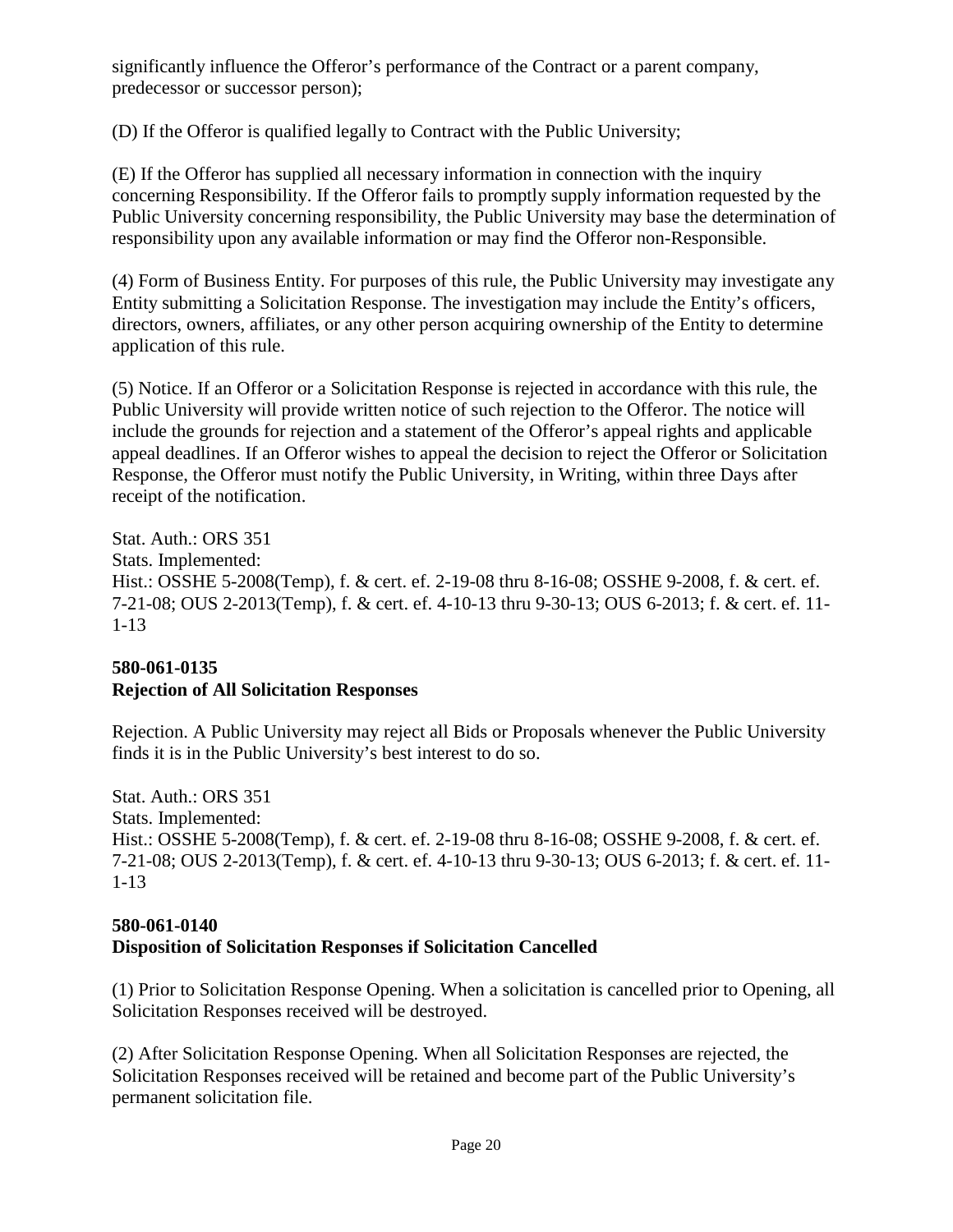significantly influence the Offeror's performance of the Contract or a parent company, predecessor or successor person);

(D) If the Offeror is qualified legally to Contract with the Public University;

(E) If the Offeror has supplied all necessary information in connection with the inquiry concerning Responsibility. If the Offeror fails to promptly supply information requested by the Public University concerning responsibility, the Public University may base the determination of responsibility upon any available information or may find the Offeror non-Responsible.

(4) Form of Business Entity. For purposes of this rule, the Public University may investigate any Entity submitting a Solicitation Response. The investigation may include the Entity's officers, directors, owners, affiliates, or any other person acquiring ownership of the Entity to determine application of this rule.

(5) Notice. If an Offeror or a Solicitation Response is rejected in accordance with this rule, the Public University will provide written notice of such rejection to the Offeror. The notice will include the grounds for rejection and a statement of the Offeror's appeal rights and applicable appeal deadlines. If an Offeror wishes to appeal the decision to reject the Offeror or Solicitation Response, the Offeror must notify the Public University, in Writing, within three Days after receipt of the notification.

Stat. Auth.: ORS 351
Stats. Implemented:
Hist.: OSSHE 5-2008(Temp), f. & cert. ef. 2-19-08 thru 8-16-08; OSSHE 9-2008, f. & cert. ef. 7-21-08; OUS 2-2013(Temp), f. & cert. ef. 4-10-13 thru 9-30-13; OUS 6-2013; f. & cert. ef. 11-1-13

**580-061-0135**
**Rejection of All Solicitation Responses**

Rejection. A Public University may reject all Bids or Proposals whenever the Public University finds it is in the Public University's best interest to do so.

Stat. Auth.: ORS 351
Stats. Implemented:
Hist.: OSSHE 5-2008(Temp), f. & cert. ef. 2-19-08 thru 8-16-08; OSSHE 9-2008, f. & cert. ef. 7-21-08; OUS 2-2013(Temp), f. & cert. ef. 4-10-13 thru 9-30-13; OUS 6-2013; f. & cert. ef. 11-1-13

**580-061-0140**
**Disposition of Solicitation Responses if Solicitation Cancelled**

(1) Prior to Solicitation Response Opening. When a solicitation is cancelled prior to Opening, all Solicitation Responses received will be destroyed.

(2) After Solicitation Response Opening. When all Solicitation Responses are rejected, the Solicitation Responses received will be retained and become part of the Public University's permanent solicitation file.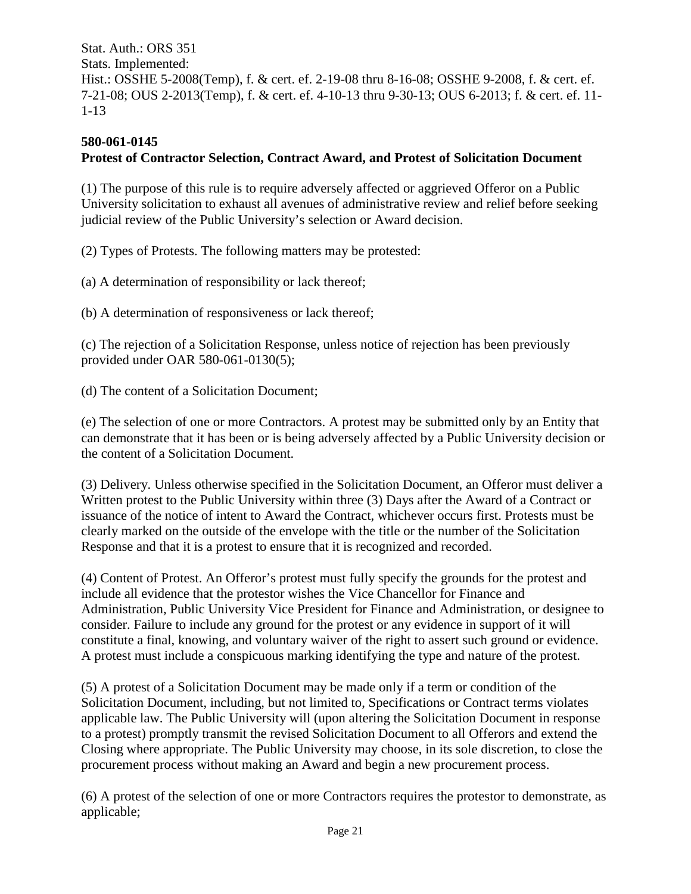Stat. Auth.: ORS 351
Stats. Implemented:
Hist.: OSSHE 5-2008(Temp), f. & cert. ef. 2-19-08 thru 8-16-08; OSSHE 9-2008, f. & cert. ef. 7-21-08; OUS 2-2013(Temp), f. & cert. ef. 4-10-13 thru 9-30-13; OUS 6-2013; f. & cert. ef. 11-1-13

**580-061-0145**
**Protest of Contractor Selection, Contract Award, and Protest of Solicitation Document**

(1) The purpose of this rule is to require adversely affected or aggrieved Offeror on a Public University solicitation to exhaust all avenues of administrative review and relief before seeking judicial review of the Public University's selection or Award decision.

(2) Types of Protests. The following matters may be protested:

(a) A determination of responsibility or lack thereof;

(b) A determination of responsiveness or lack thereof;

(c) The rejection of a Solicitation Response, unless notice of rejection has been previously provided under OAR 580-061-0130(5);

(d) The content of a Solicitation Document;

(e) The selection of one or more Contractors. A protest may be submitted only by an Entity that can demonstrate that it has been or is being adversely affected by a Public University decision or the content of a Solicitation Document.

(3) Delivery. Unless otherwise specified in the Solicitation Document, an Offeror must deliver a Written protest to the Public University within three (3) Days after the Award of a Contract or issuance of the notice of intent to Award the Contract, whichever occurs first. Protests must be clearly marked on the outside of the envelope with the title or the number of the Solicitation Response and that it is a protest to ensure that it is recognized and recorded.

(4) Content of Protest. An Offeror's protest must fully specify the grounds for the protest and include all evidence that the protestor wishes the Vice Chancellor for Finance and Administration, Public University Vice President for Finance and Administration, or designee to consider. Failure to include any ground for the protest or any evidence in support of it will constitute a final, knowing, and voluntary waiver of the right to assert such ground or evidence. A protest must include a conspicuous marking identifying the type and nature of the protest.

(5) A protest of a Solicitation Document may be made only if a term or condition of the Solicitation Document, including, but not limited to, Specifications or Contract terms violates applicable law. The Public University will (upon altering the Solicitation Document in response to a protest) promptly transmit the revised Solicitation Document to all Offerors and extend the Closing where appropriate. The Public University may choose, in its sole discretion, to close the procurement process without making an Award and begin a new procurement process.

(6) A protest of the selection of one or more Contractors requires the protestor to demonstrate, as applicable;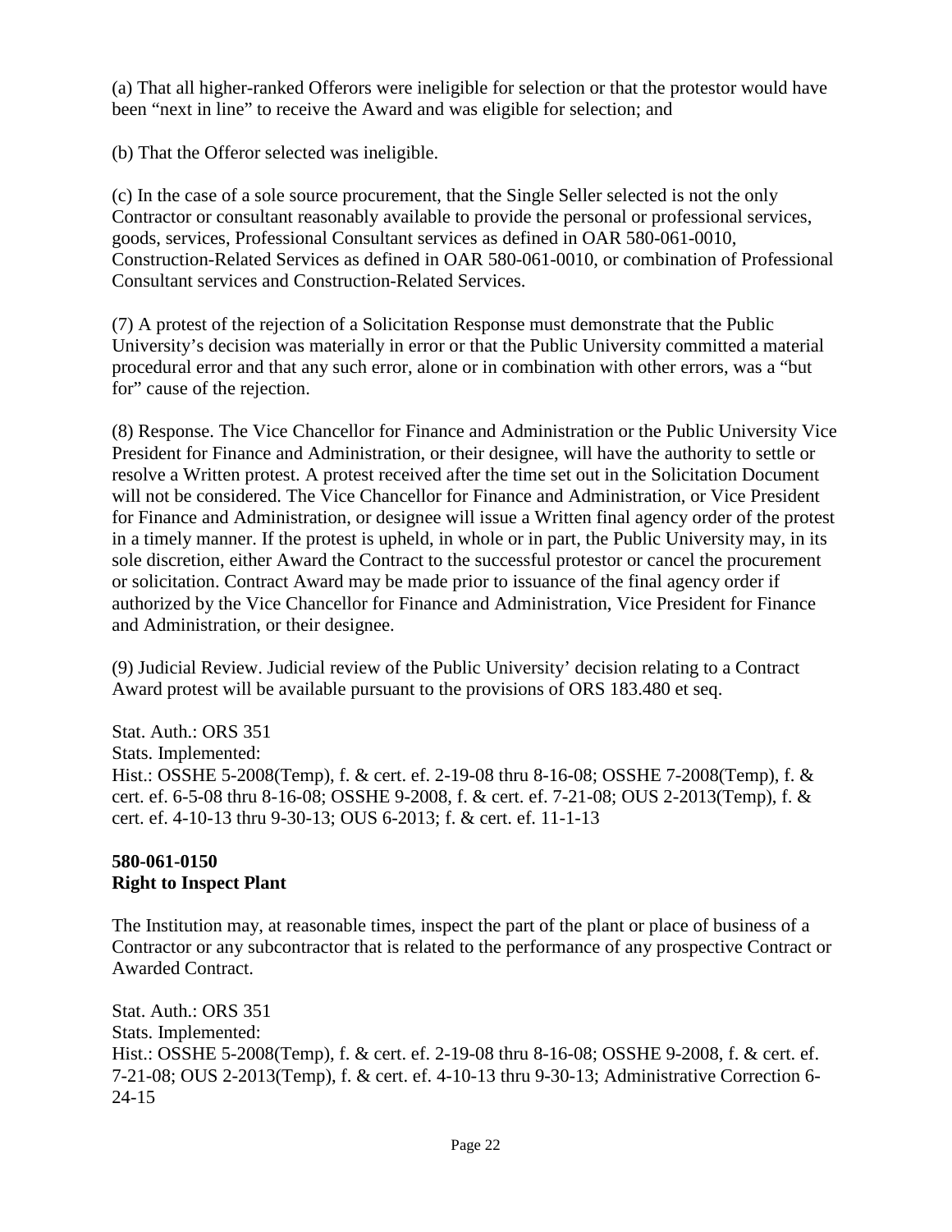(a) That all higher-ranked Offerors were ineligible for selection or that the protestor would have been "next in line" to receive the Award and was eligible for selection; and

(b) That the Offeror selected was ineligible.

(c) In the case of a sole source procurement, that the Single Seller selected is not the only Contractor or consultant reasonably available to provide the personal or professional services, goods, services, Professional Consultant services as defined in OAR 580-061-0010, Construction-Related Services as defined in OAR 580-061-0010, or combination of Professional Consultant services and Construction-Related Services.

(7) A protest of the rejection of a Solicitation Response must demonstrate that the Public University's decision was materially in error or that the Public University committed a material procedural error and that any such error, alone or in combination with other errors, was a "but for" cause of the rejection.

(8) Response. The Vice Chancellor for Finance and Administration or the Public University Vice President for Finance and Administration, or their designee, will have the authority to settle or resolve a Written protest. A protest received after the time set out in the Solicitation Document will not be considered. The Vice Chancellor for Finance and Administration, or Vice President for Finance and Administration, or designee will issue a Written final agency order of the protest in a timely manner. If the protest is upheld, in whole or in part, the Public University may, in its sole discretion, either Award the Contract to the successful protestor or cancel the procurement or solicitation. Contract Award may be made prior to issuance of the final agency order if authorized by the Vice Chancellor for Finance and Administration, Vice President for Finance and Administration, or their designee.

(9) Judicial Review. Judicial review of the Public University' decision relating to a Contract Award protest will be available pursuant to the provisions of ORS 183.480 et seq.

Stat. Auth.: ORS 351
Stats. Implemented:
Hist.: OSSHE 5-2008(Temp), f. & cert. ef. 2-19-08 thru 8-16-08; OSSHE 7-2008(Temp), f. & cert. ef. 6-5-08 thru 8-16-08; OSSHE 9-2008, f. & cert. ef. 7-21-08; OUS 2-2013(Temp), f. & cert. ef. 4-10-13 thru 9-30-13; OUS 6-2013; f. & cert. ef. 11-1-13

**580-061-0150**
**Right to Inspect Plant**

The Institution may, at reasonable times, inspect the part of the plant or place of business of a Contractor or any subcontractor that is related to the performance of any prospective Contract or Awarded Contract.

Stat. Auth.: ORS 351
Stats. Implemented:
Hist.: OSSHE 5-2008(Temp), f. & cert. ef. 2-19-08 thru 8-16-08; OSSHE 9-2008, f. & cert. ef. 7-21-08; OUS 2-2013(Temp), f. & cert. ef. 4-10-13 thru 9-30-13; Administrative Correction 6-24-15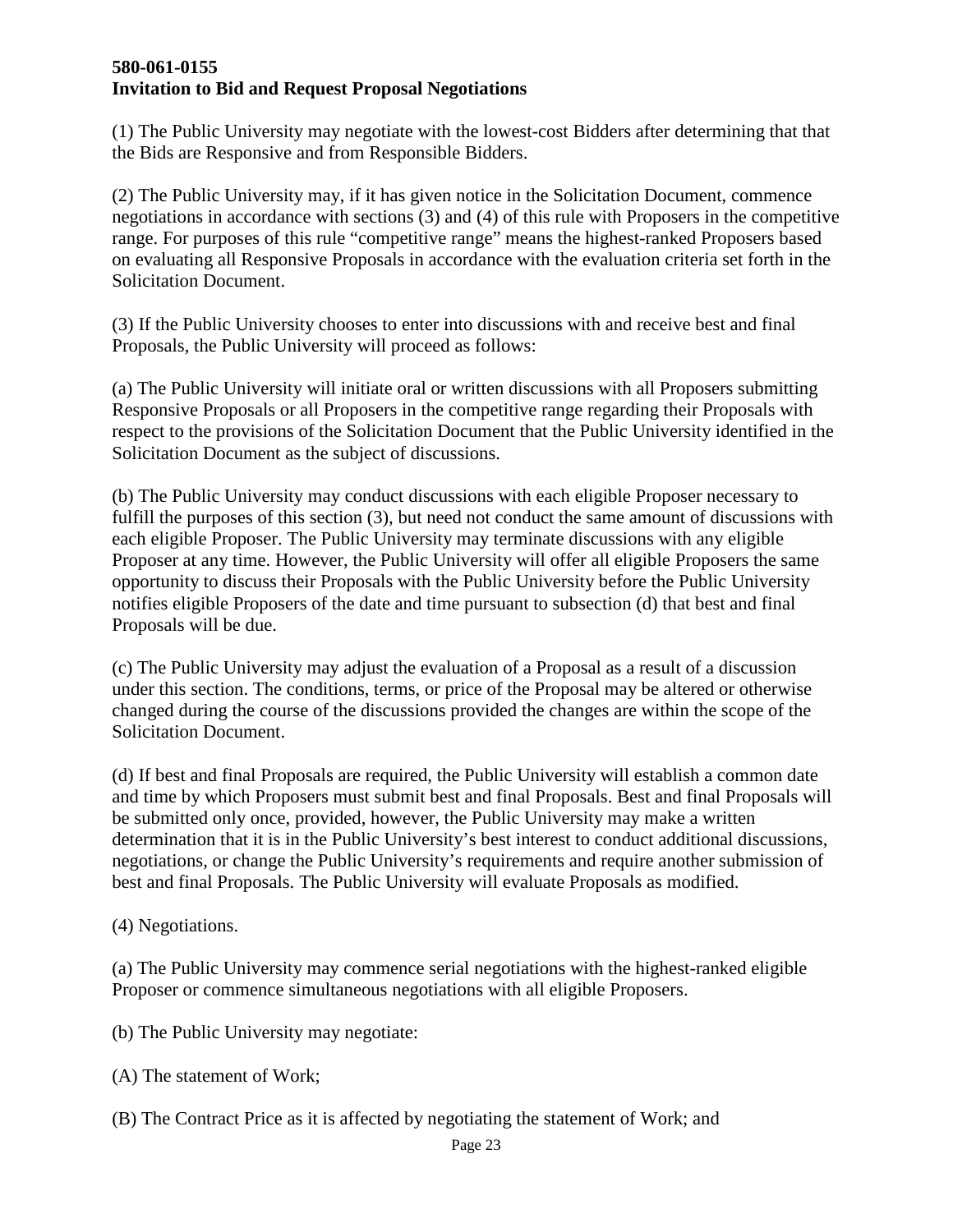**580-061-0155**
**Invitation to Bid and Request Proposal Negotiations**

(1) The Public University may negotiate with the lowest-cost Bidders after determining that that the Bids are Responsive and from Responsible Bidders.

(2) The Public University may, if it has given notice in the Solicitation Document, commence negotiations in accordance with sections (3) and (4) of this rule with Proposers in the competitive range. For purposes of this rule "competitive range" means the highest-ranked Proposers based on evaluating all Responsive Proposals in accordance with the evaluation criteria set forth in the Solicitation Document.

(3) If the Public University chooses to enter into discussions with and receive best and final Proposals, the Public University will proceed as follows:

(a) The Public University will initiate oral or written discussions with all Proposers submitting Responsive Proposals or all Proposers in the competitive range regarding their Proposals with respect to the provisions of the Solicitation Document that the Public University identified in the Solicitation Document as the subject of discussions.

(b) The Public University may conduct discussions with each eligible Proposer necessary to fulfill the purposes of this section (3), but need not conduct the same amount of discussions with each eligible Proposer. The Public University may terminate discussions with any eligible Proposer at any time. However, the Public University will offer all eligible Proposers the same opportunity to discuss their Proposals with the Public University before the Public University notifies eligible Proposers of the date and time pursuant to subsection (d) that best and final Proposals will be due.

(c) The Public University may adjust the evaluation of a Proposal as a result of a discussion under this section. The conditions, terms, or price of the Proposal may be altered or otherwise changed during the course of the discussions provided the changes are within the scope of the Solicitation Document.

(d) If best and final Proposals are required, the Public University will establish a common date and time by which Proposers must submit best and final Proposals. Best and final Proposals will be submitted only once, provided, however, the Public University may make a written determination that it is in the Public University's best interest to conduct additional discussions, negotiations, or change the Public University's requirements and require another submission of best and final Proposals. The Public University will evaluate Proposals as modified.

(4) Negotiations.

(a) The Public University may commence serial negotiations with the highest-ranked eligible Proposer or commence simultaneous negotiations with all eligible Proposers.

(b) The Public University may negotiate:

(A) The statement of Work;

(B) The Contract Price as it is affected by negotiating the statement of Work; and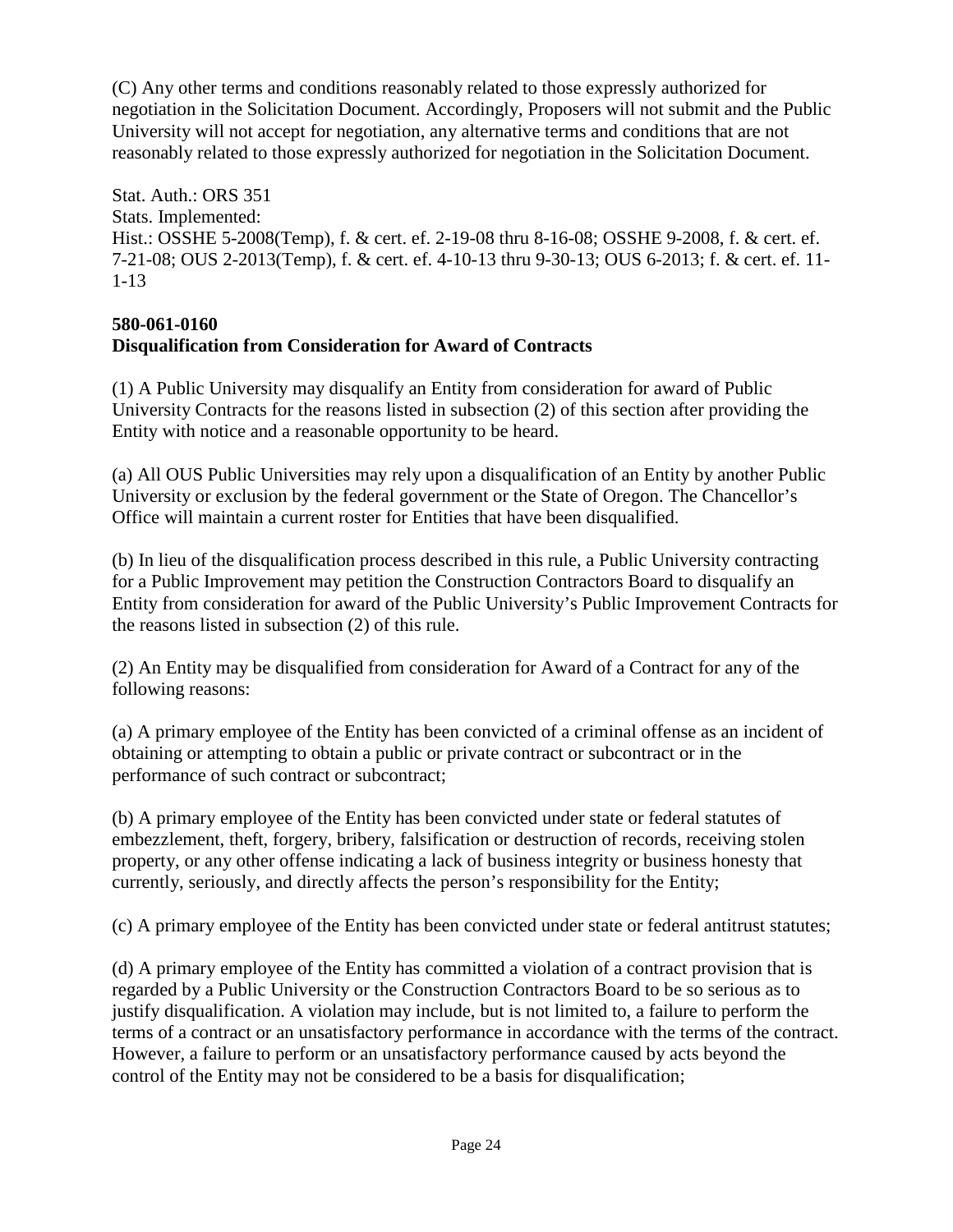(C) Any other terms and conditions reasonably related to those expressly authorized for negotiation in the Solicitation Document. Accordingly, Proposers will not submit and the Public University will not accept for negotiation, any alternative terms and conditions that are not reasonably related to those expressly authorized for negotiation in the Solicitation Document.

Stat. Auth.: ORS 351
Stats. Implemented:
Hist.: OSSHE 5-2008(Temp), f. & cert. ef. 2-19-08 thru 8-16-08; OSSHE 9-2008, f. & cert. ef. 7-21-08; OUS 2-2013(Temp), f. & cert. ef. 4-10-13 thru 9-30-13; OUS 6-2013; f. & cert. ef. 11-1-13

**580-061-0160**
**Disqualification from Consideration for Award of Contracts**

(1) A Public University may disqualify an Entity from consideration for award of Public University Contracts for the reasons listed in subsection (2) of this section after providing the Entity with notice and a reasonable opportunity to be heard.

(a) All OUS Public Universities may rely upon a disqualification of an Entity by another Public University or exclusion by the federal government or the State of Oregon. The Chancellor's Office will maintain a current roster for Entities that have been disqualified.

(b) In lieu of the disqualification process described in this rule, a Public University contracting for a Public Improvement may petition the Construction Contractors Board to disqualify an Entity from consideration for award of the Public University's Public Improvement Contracts for the reasons listed in subsection (2) of this rule.

(2) An Entity may be disqualified from consideration for Award of a Contract for any of the following reasons:

(a) A primary employee of the Entity has been convicted of a criminal offense as an incident of obtaining or attempting to obtain a public or private contract or subcontract or in the performance of such contract or subcontract;

(b) A primary employee of the Entity has been convicted under state or federal statutes of embezzlement, theft, forgery, bribery, falsification or destruction of records, receiving stolen property, or any other offense indicating a lack of business integrity or business honesty that currently, seriously, and directly affects the person's responsibility for the Entity;

(c) A primary employee of the Entity has been convicted under state or federal antitrust statutes;

(d) A primary employee of the Entity has committed a violation of a contract provision that is regarded by a Public University or the Construction Contractors Board to be so serious as to justify disqualification. A violation may include, but is not limited to, a failure to perform the terms of a contract or an unsatisfactory performance in accordance with the terms of the contract. However, a failure to perform or an unsatisfactory performance caused by acts beyond the control of the Entity may not be considered to be a basis for disqualification;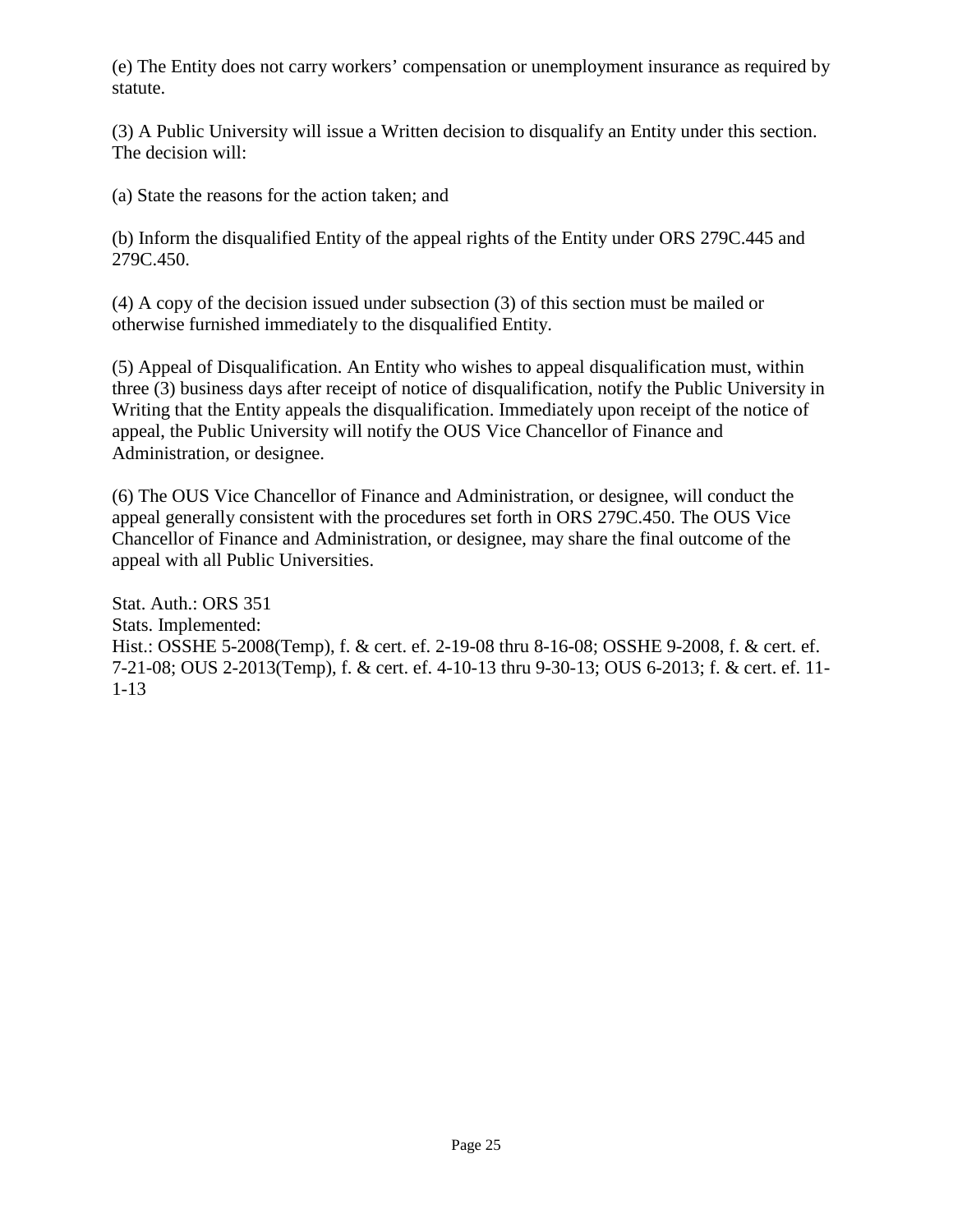(e) The Entity does not carry workers' compensation or unemployment insurance as required by statute.

(3) A Public University will issue a Written decision to disqualify an Entity under this section. The decision will:

(a) State the reasons for the action taken; and

(b) Inform the disqualified Entity of the appeal rights of the Entity under ORS 279C.445 and 279C.450.

(4) A copy of the decision issued under subsection (3) of this section must be mailed or otherwise furnished immediately to the disqualified Entity.

(5) Appeal of Disqualification. An Entity who wishes to appeal disqualification must, within three (3) business days after receipt of notice of disqualification, notify the Public University in Writing that the Entity appeals the disqualification. Immediately upon receipt of the notice of appeal, the Public University will notify the OUS Vice Chancellor of Finance and Administration, or designee.

(6) The OUS Vice Chancellor of Finance and Administration, or designee, will conduct the appeal generally consistent with the procedures set forth in ORS 279C.450. The OUS Vice Chancellor of Finance and Administration, or designee, may share the final outcome of the appeal with all Public Universities.

Stat. Auth.: ORS 351
Stats. Implemented:
Hist.: OSSHE 5-2008(Temp), f. & cert. ef. 2-19-08 thru 8-16-08; OSSHE 9-2008, f. & cert. ef. 7-21-08; OUS 2-2013(Temp), f. & cert. ef. 4-10-13 thru 9-30-13; OUS 6-2013; f. & cert. ef. 11-1-13